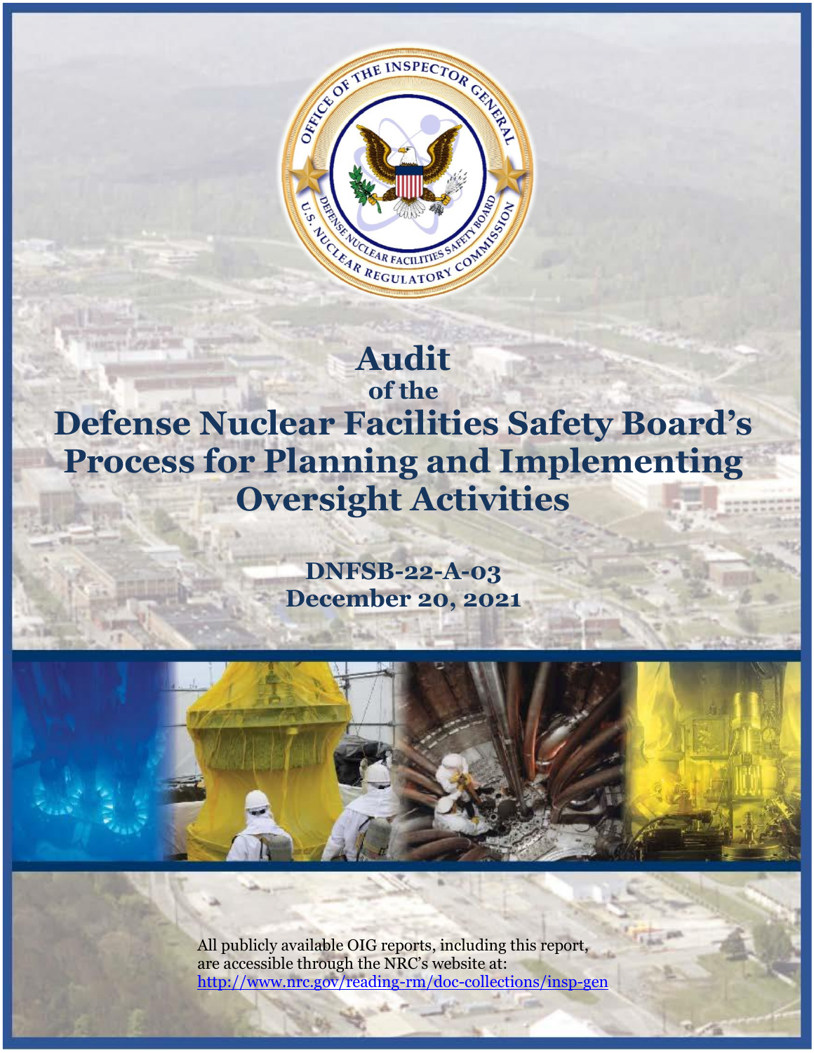# Audit of the Defense Nuclear Facilities Safety Board's Process for Planning and Implementing Oversight Activities

**DNFSB-22-A-03**
**December 20, 2021**

All publicly available OIG reports, including this report, are accessible through the NRC's website at:
http://www.nrc.gov/reading-rm/doc-collections/insp-gen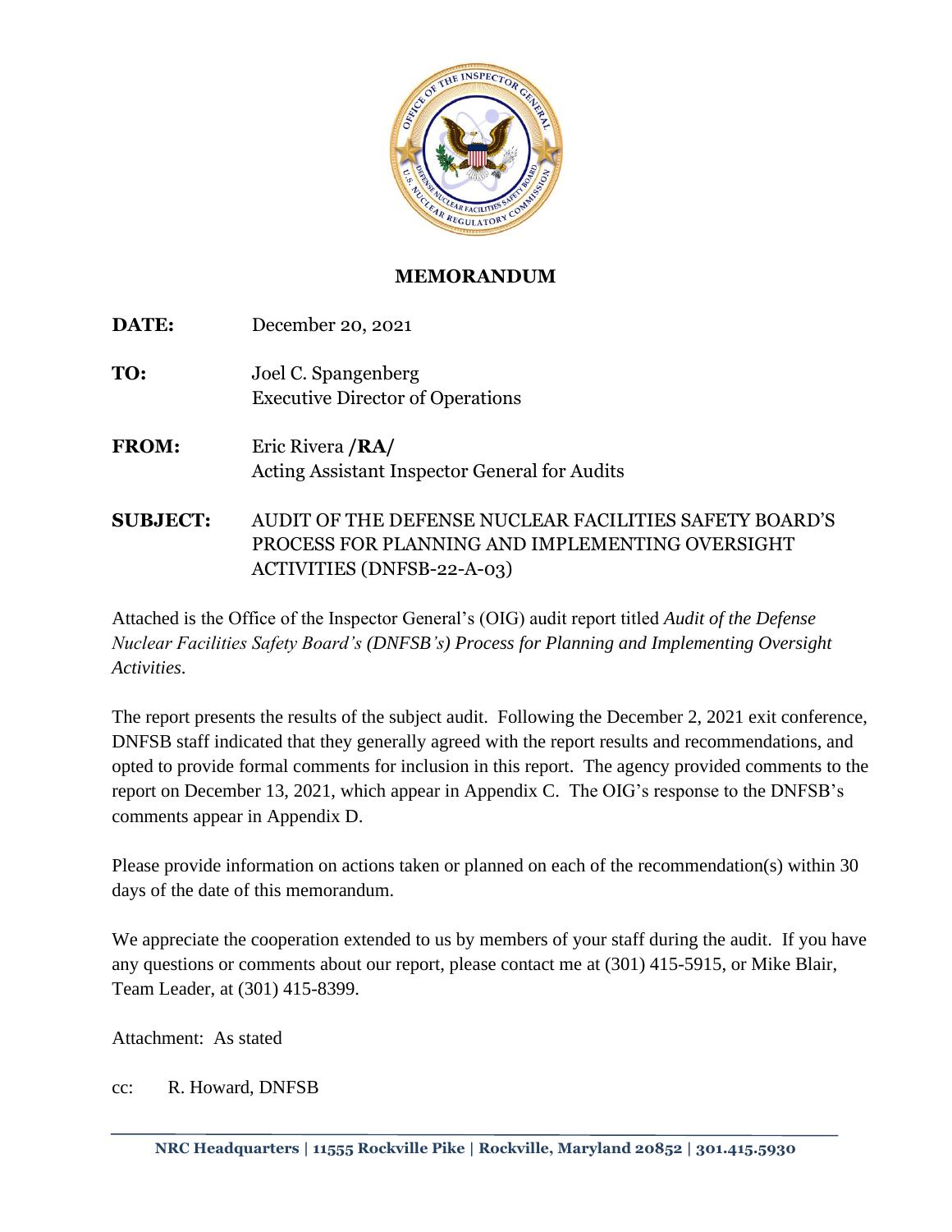## MEMORANDUM

**DATE:** December 20, 2021

**TO:** Joel C. Spangenberg
Executive Director of Operations

**FROM:** Eric Rivera **/RA/**
Acting Assistant Inspector General for Audits

**SUBJECT:** AUDIT OF THE DEFENSE NUCLEAR FACILITIES SAFETY BOARD'S PROCESS FOR PLANNING AND IMPLEMENTING OVERSIGHT ACTIVITIES (DNFSB-22-A-03)

Attached is the Office of the Inspector General's (OIG) audit report titled *Audit of the Defense Nuclear Facilities Safety Board's (DNFSB's) Process for Planning and Implementing Oversight Activities*.

The report presents the results of the subject audit. Following the December 2, 2021 exit conference, DNFSB staff indicated that they generally agreed with the report results and recommendations, and opted to provide formal comments for inclusion in this report. The agency provided comments to the report on December 13, 2021, which appear in Appendix C. The OIG's response to the DNFSB's comments appear in Appendix D.

Please provide information on actions taken or planned on each of the recommendation(s) within 30 days of the date of this memorandum.

We appreciate the cooperation extended to us by members of your staff during the audit. If you have any questions or comments about our report, please contact me at (301) 415-5915, or Mike Blair, Team Leader, at (301) 415-8399.

Attachment: As stated

cc: R. Howard, DNFSB

**NRC Headquarters | 11555 Rockville Pike | Rockville, Maryland 20852 | 301.415.5930**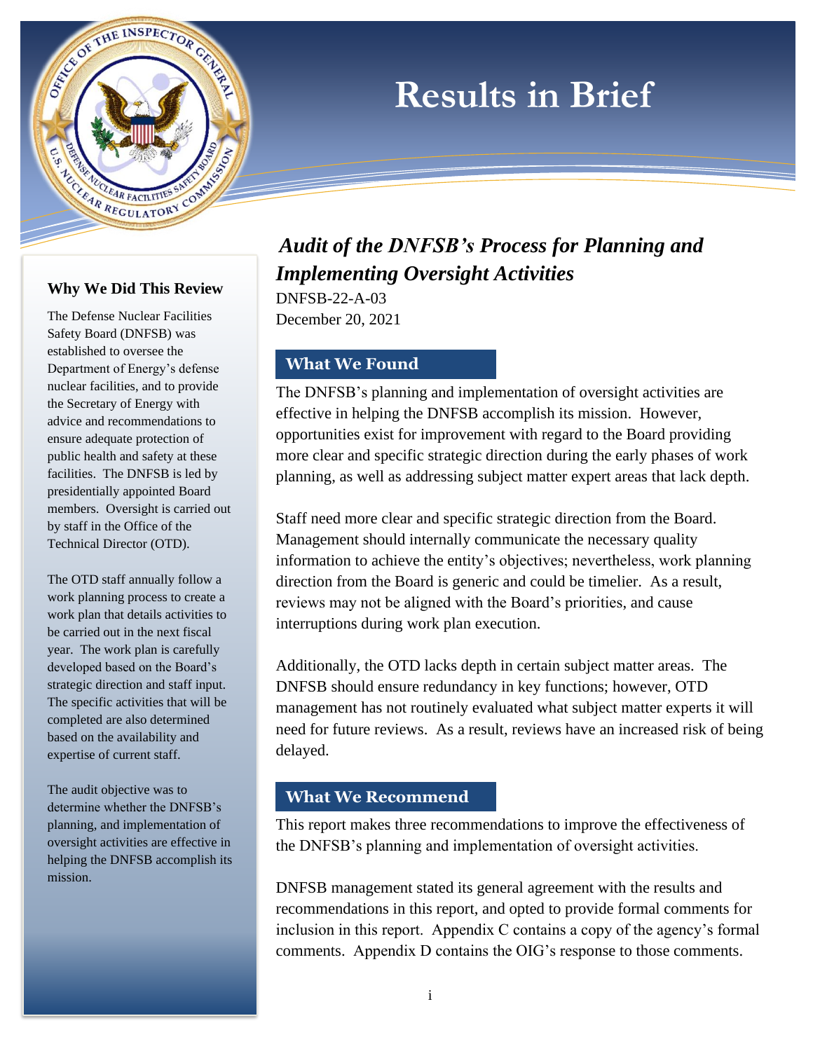# Results in Brief

## *Audit of the DNFSB's Process for Planning and Implementing Oversight Activities*

DNFSB-22-A-03
December 20, 2021

### Why We Did This Review

The Defense Nuclear Facilities Safety Board (DNFSB) was established to oversee the Department of Energy's defense nuclear facilities, and to provide the Secretary of Energy with advice and recommendations to ensure adequate protection of public health and safety at these facilities. The DNFSB is led by presidentially appointed Board members. Oversight is carried out by staff in the Office of the Technical Director (OTD).

The OTD staff annually follow a work planning process to create a work plan that details activities to be carried out in the next fiscal year. The work plan is carefully developed based on the Board's strategic direction and staff input. The specific activities that will be completed are also determined based on the availability and expertise of current staff.

The audit objective was to determine whether the DNFSB's planning, and implementation of oversight activities are effective in helping the DNFSB accomplish its mission.

### What We Found

The DNFSB's planning and implementation of oversight activities are effective in helping the DNFSB accomplish its mission. However, opportunities exist for improvement with regard to the Board providing more clear and specific strategic direction during the early phases of work planning, as well as addressing subject matter expert areas that lack depth.

Staff need more clear and specific strategic direction from the Board. Management should internally communicate the necessary quality information to achieve the entity's objectives; nevertheless, work planning direction from the Board is generic and could be timelier. As a result, reviews may not be aligned with the Board's priorities, and cause interruptions during work plan execution.

Additionally, the OTD lacks depth in certain subject matter areas. The DNFSB should ensure redundancy in key functions; however, OTD management has not routinely evaluated what subject matter experts it will need for future reviews. As a result, reviews have an increased risk of being delayed.

### What We Recommend

This report makes three recommendations to improve the effectiveness of the DNFSB's planning and implementation of oversight activities.

DNFSB management stated its general agreement with the results and recommendations in this report, and opted to provide formal comments for inclusion in this report. Appendix C contains a copy of the agency's formal comments. Appendix D contains the OIG's response to those comments.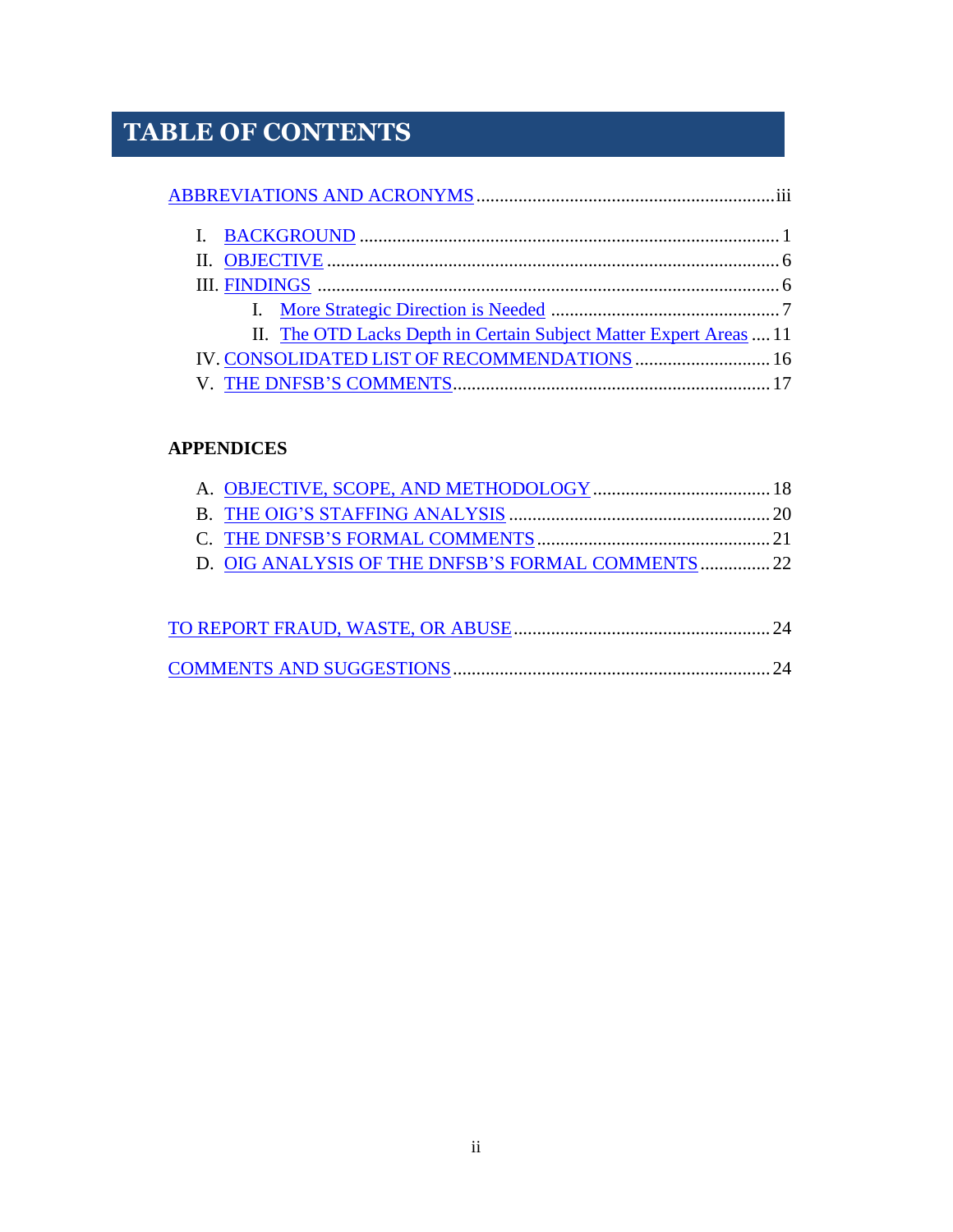# TABLE OF CONTENTS

ABBREVIATIONS AND ACRONYMS .......... iii

I. BACKGROUND .......... 1

II. OBJECTIVE .......... 6

III. FINDINGS .......... 6

  I. More Strategic Direction is Needed .......... 7

  II. The OTD Lacks Depth in Certain Subject Matter Expert Areas .......... 11

IV. CONSOLIDATED LIST OF RECOMMENDATIONS .......... 16

V. THE DNFSB'S COMMENTS .......... 17

**APPENDICES**

A. OBJECTIVE, SCOPE, AND METHODOLOGY .......... 18

B. THE OIG'S STAFFING ANALYSIS .......... 20

C. THE DNFSB'S FORMAL COMMENTS .......... 21

D. OIG ANALYSIS OF THE DNFSB'S FORMAL COMMENTS .......... 22

TO REPORT FRAUD, WASTE, OR ABUSE .......... 24

COMMENTS AND SUGGESTIONS .......... 24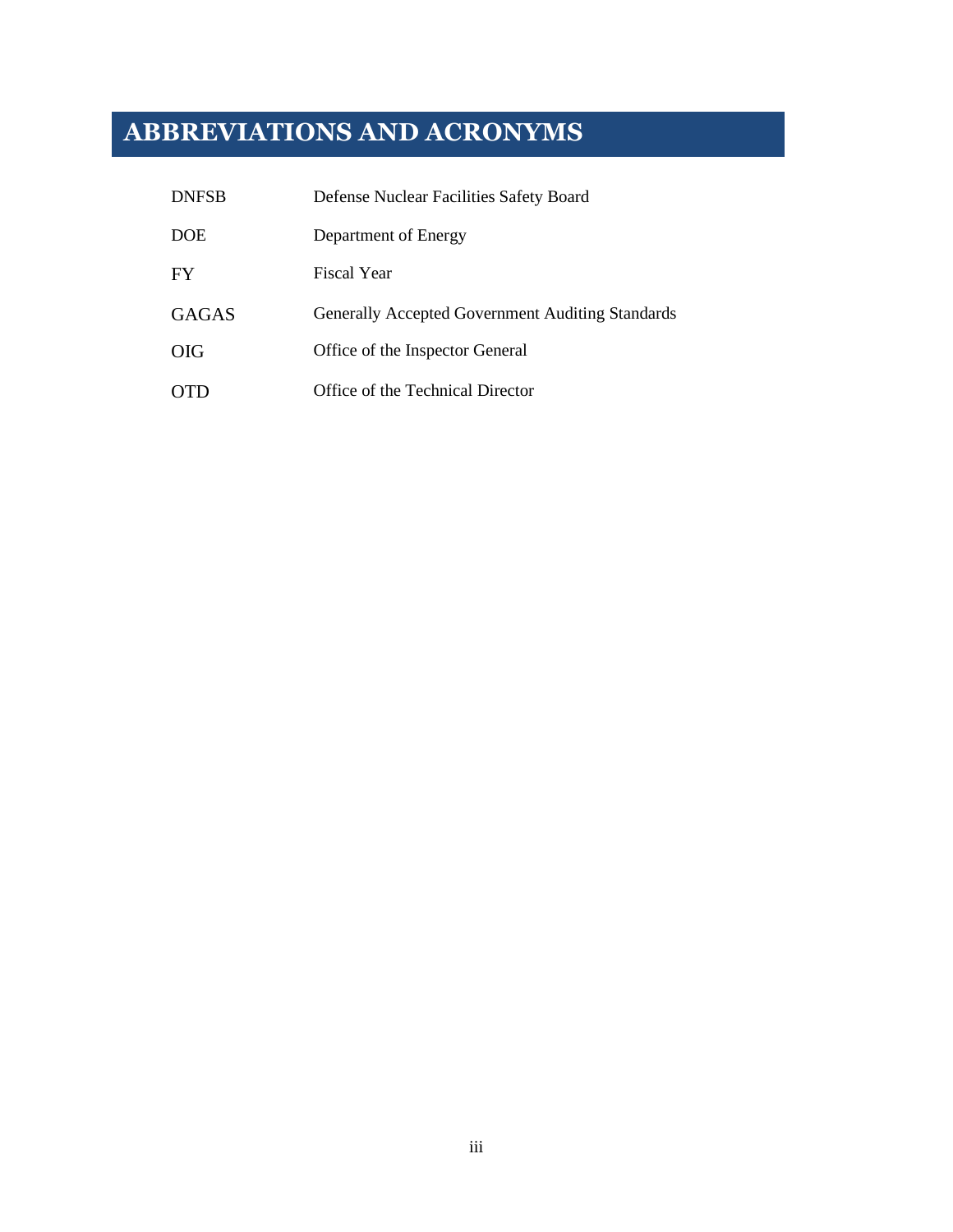# ABBREVIATIONS AND ACRONYMS

| | |
|---|---|
| DNFSB | Defense Nuclear Facilities Safety Board |
| DOE | Department of Energy |
| FY | Fiscal Year |
| GAGAS | Generally Accepted Government Auditing Standards |
| OIG | Office of the Inspector General |
| OTD | Office of the Technical Director |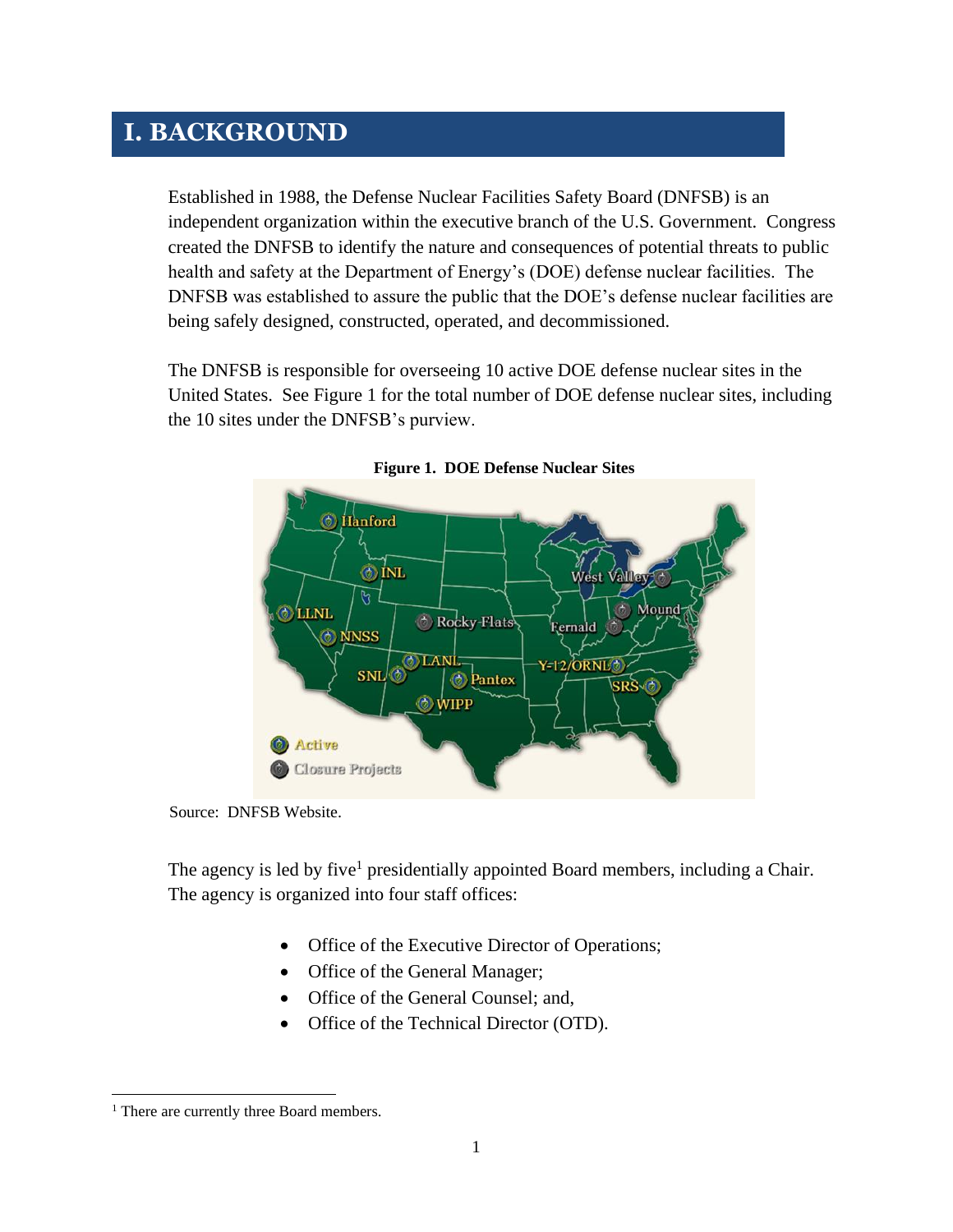# I. BACKGROUND

Established in 1988, the Defense Nuclear Facilities Safety Board (DNFSB) is an independent organization within the executive branch of the U.S. Government. Congress created the DNFSB to identify the nature and consequences of potential threats to public health and safety at the Department of Energy's (DOE) defense nuclear facilities. The DNFSB was established to assure the public that the DOE's defense nuclear facilities are being safely designed, constructed, operated, and decommissioned.

The DNFSB is responsible for overseeing 10 active DOE defense nuclear sites in the United States. See Figure 1 for the total number of DOE defense nuclear sites, including the 10 sites under the DNFSB's purview.

**Figure 1. DOE Defense Nuclear Sites**

Source: DNFSB Website.

The agency is led by five[1] presidentially appointed Board members, including a Chair. The agency is organized into four staff offices:

- Office of the Executive Director of Operations;
- Office of the General Manager;
- Office of the General Counsel; and,
- Office of the Technical Director (OTD).

[1] There are currently three Board members.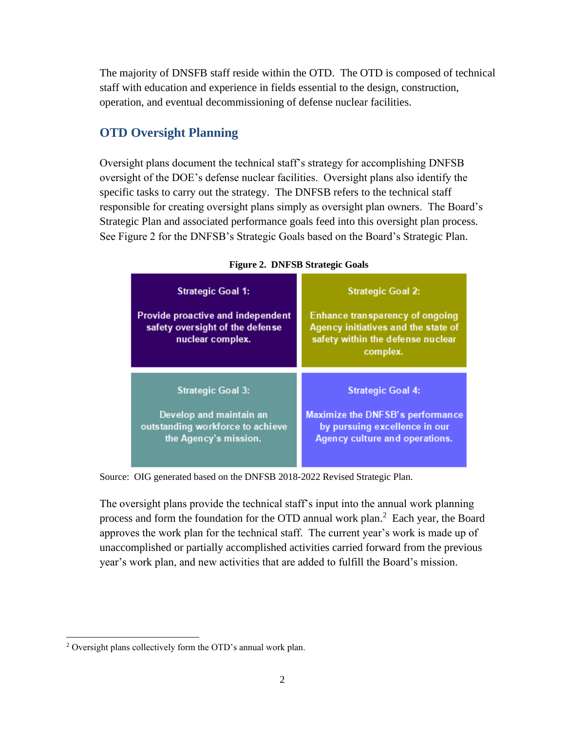The majority of DNSFB staff reside within the OTD. The OTD is composed of technical staff with education and experience in fields essential to the design, construction, operation, and eventual decommissioning of defense nuclear facilities.

## OTD Oversight Planning

Oversight plans document the technical staff's strategy for accomplishing DNFSB oversight of the DOE's defense nuclear facilities. Oversight plans also identify the specific tasks to carry out the strategy. The DNFSB refers to the technical staff responsible for creating oversight plans simply as oversight plan owners. The Board's Strategic Plan and associated performance goals feed into this oversight plan process. See Figure 2 for the DNFSB's Strategic Goals based on the Board's Strategic Plan.

**Figure 2. DNFSB Strategic Goals**

| Strategic Goal 1: Provide proactive and independent safety oversight of the defense nuclear complex. | Strategic Goal 2: Enhance transparency of ongoing Agency initiatives and the state of safety within the defense nuclear complex. |
|---|---|
| **Strategic Goal 3:** Develop and maintain an outstanding workforce to achieve the Agency's mission. | **Strategic Goal 4:** Maximize the DNFSB's performance by pursuing excellence in our Agency culture and operations. |

Source: OIG generated based on the DNFSB 2018-2022 Revised Strategic Plan.

The oversight plans provide the technical staff's input into the annual work planning process and form the foundation for the OTD annual work plan.[2] Each year, the Board approves the work plan for the technical staff. The current year's work is made up of unaccomplished or partially accomplished activities carried forward from the previous year's work plan, and new activities that are added to fulfill the Board's mission.

[2] Oversight plans collectively form the OTD's annual work plan.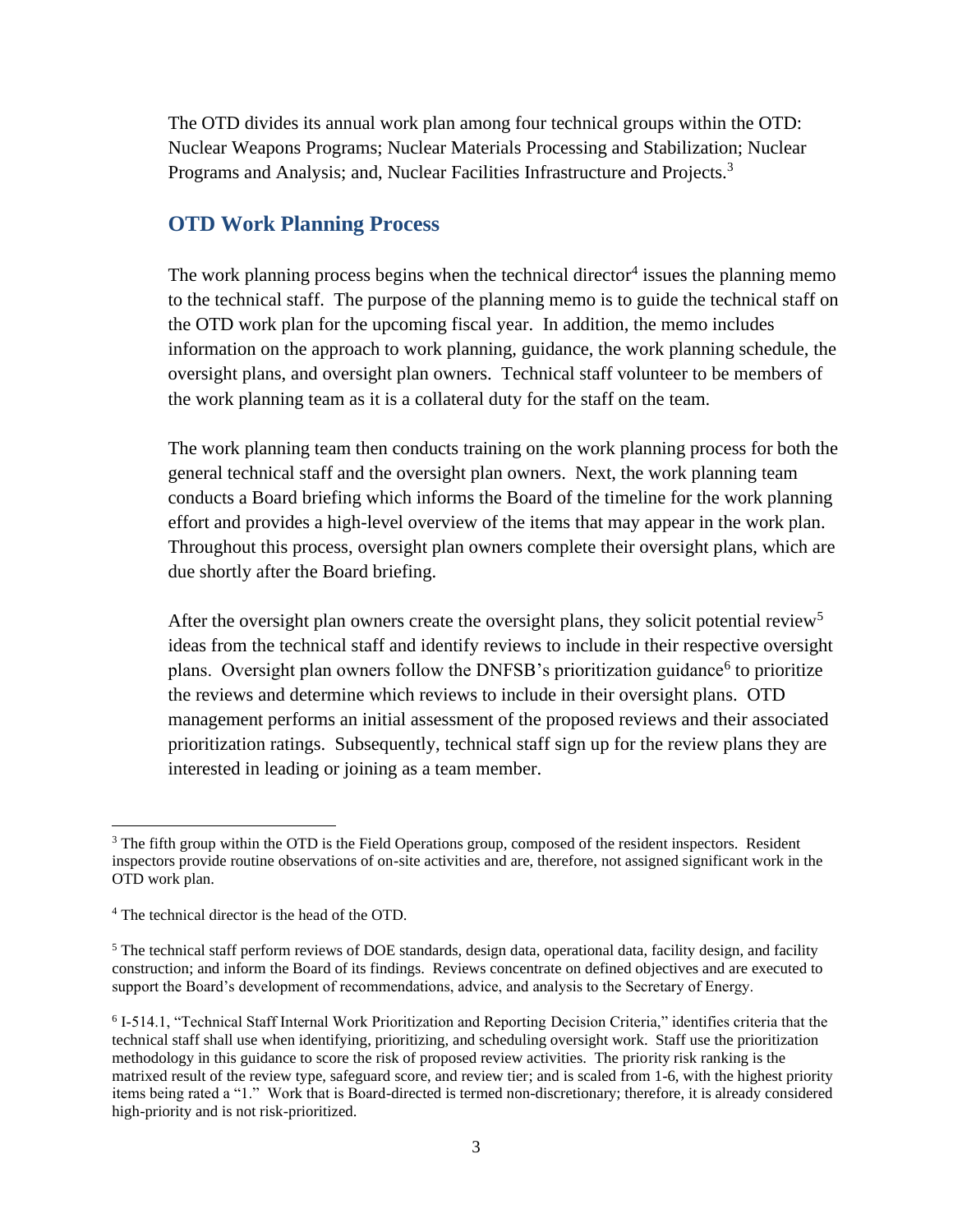The OTD divides its annual work plan among four technical groups within the OTD: Nuclear Weapons Programs; Nuclear Materials Processing and Stabilization; Nuclear Programs and Analysis; and, Nuclear Facilities Infrastructure and Projects.[3]

## OTD Work Planning Process

The work planning process begins when the technical director[4] issues the planning memo to the technical staff. The purpose of the planning memo is to guide the technical staff on the OTD work plan for the upcoming fiscal year. In addition, the memo includes information on the approach to work planning, guidance, the work planning schedule, the oversight plans, and oversight plan owners. Technical staff volunteer to be members of the work planning team as it is a collateral duty for the staff on the team.

The work planning team then conducts training on the work planning process for both the general technical staff and the oversight plan owners. Next, the work planning team conducts a Board briefing which informs the Board of the timeline for the work planning effort and provides a high-level overview of the items that may appear in the work plan. Throughout this process, oversight plan owners complete their oversight plans, which are due shortly after the Board briefing.

After the oversight plan owners create the oversight plans, they solicit potential review[5] ideas from the technical staff and identify reviews to include in their respective oversight plans. Oversight plan owners follow the DNFSB's prioritization guidance[6] to prioritize the reviews and determine which reviews to include in their oversight plans. OTD management performs an initial assessment of the proposed reviews and their associated prioritization ratings. Subsequently, technical staff sign up for the review plans they are interested in leading or joining as a team member.

---

[3] The fifth group within the OTD is the Field Operations group, composed of the resident inspectors. Resident inspectors provide routine observations of on-site activities and are, therefore, not assigned significant work in the OTD work plan.

[4] The technical director is the head of the OTD.

[5] The technical staff perform reviews of DOE standards, design data, operational data, facility design, and facility construction; and inform the Board of its findings. Reviews concentrate on defined objectives and are executed to support the Board's development of recommendations, advice, and analysis to the Secretary of Energy.

[6] I-514.1, "Technical Staff Internal Work Prioritization and Reporting Decision Criteria," identifies criteria that the technical staff shall use when identifying, prioritizing, and scheduling oversight work. Staff use the prioritization methodology in this guidance to score the risk of proposed review activities. The priority risk ranking is the matrixed result of the review type, safeguard score, and review tier; and is scaled from 1-6, with the highest priority items being rated a "1." Work that is Board-directed is termed non-discretionary; therefore, it is already considered high-priority and is not risk-prioritized.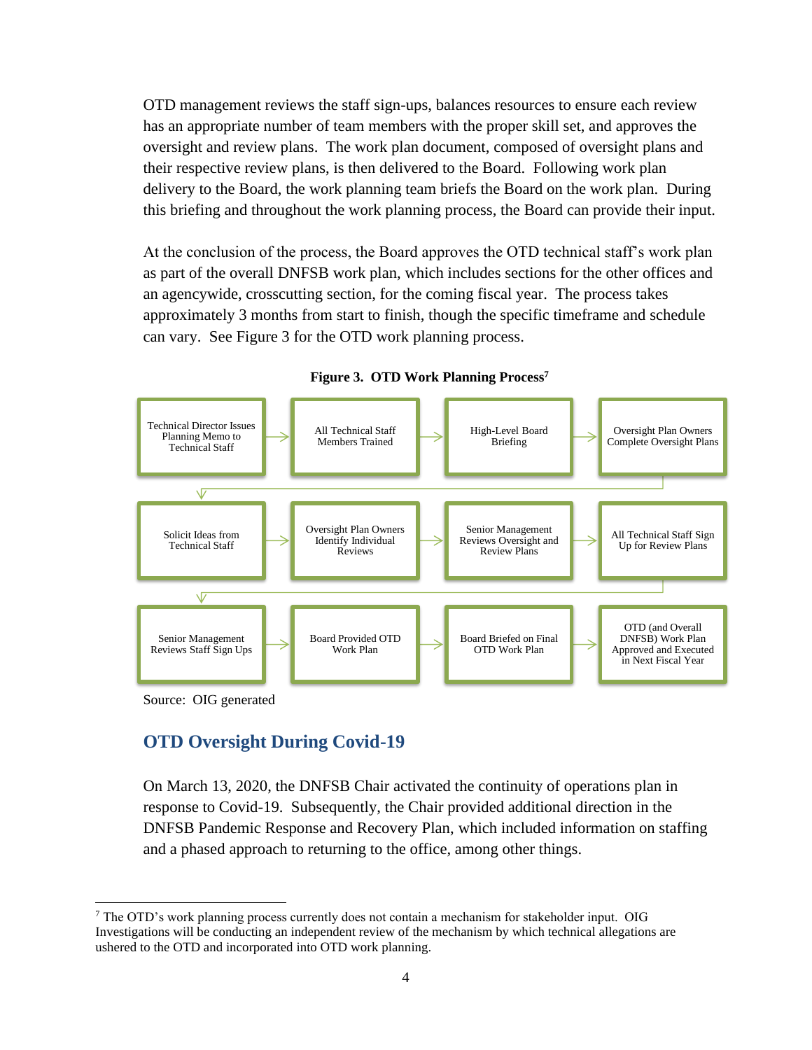OTD management reviews the staff sign-ups, balances resources to ensure each review has an appropriate number of team members with the proper skill set, and approves the oversight and review plans. The work plan document, composed of oversight plans and their respective review plans, is then delivered to the Board. Following work plan delivery to the Board, the work planning team briefs the Board on the work plan. During this briefing and throughout the work planning process, the Board can provide their input.

At the conclusion of the process, the Board approves the OTD technical staff's work plan as part of the overall DNFSB work plan, which includes sections for the other offices and an agencywide, crosscutting section, for the coming fiscal year. The process takes approximately 3 months from start to finish, though the specific timeframe and schedule can vary. See Figure 3 for the OTD work planning process.

**Figure 3. OTD Work Planning Process**[7]

1. Technical Director Issues Planning Memo to Technical Staff
2. All Technical Staff Members Trained
3. High-Level Board Briefing
4. Oversight Plan Owners Complete Oversight Plans
5. Solicit Ideas from Technical Staff
6. Oversight Plan Owners Identify Individual Reviews
7. Senior Management Reviews Oversight and Review Plans
8. All Technical Staff Sign Up for Review Plans
9. Senior Management Reviews Staff Sign Ups
10. Board Provided OTD Work Plan
11. Board Briefed on Final OTD Work Plan
12. OTD (and Overall DNFSB) Work Plan Approved and Executed in Next Fiscal Year

Source: OIG generated

## OTD Oversight During Covid-19

On March 13, 2020, the DNFSB Chair activated the continuity of operations plan in response to Covid-19. Subsequently, the Chair provided additional direction in the DNFSB Pandemic Response and Recovery Plan, which included information on staffing and a phased approach to returning to the office, among other things.

---

[7] The OTD's work planning process currently does not contain a mechanism for stakeholder input. OIG Investigations will be conducting an independent review of the mechanism by which technical allegations are ushered to the OTD and incorporated into OTD work planning.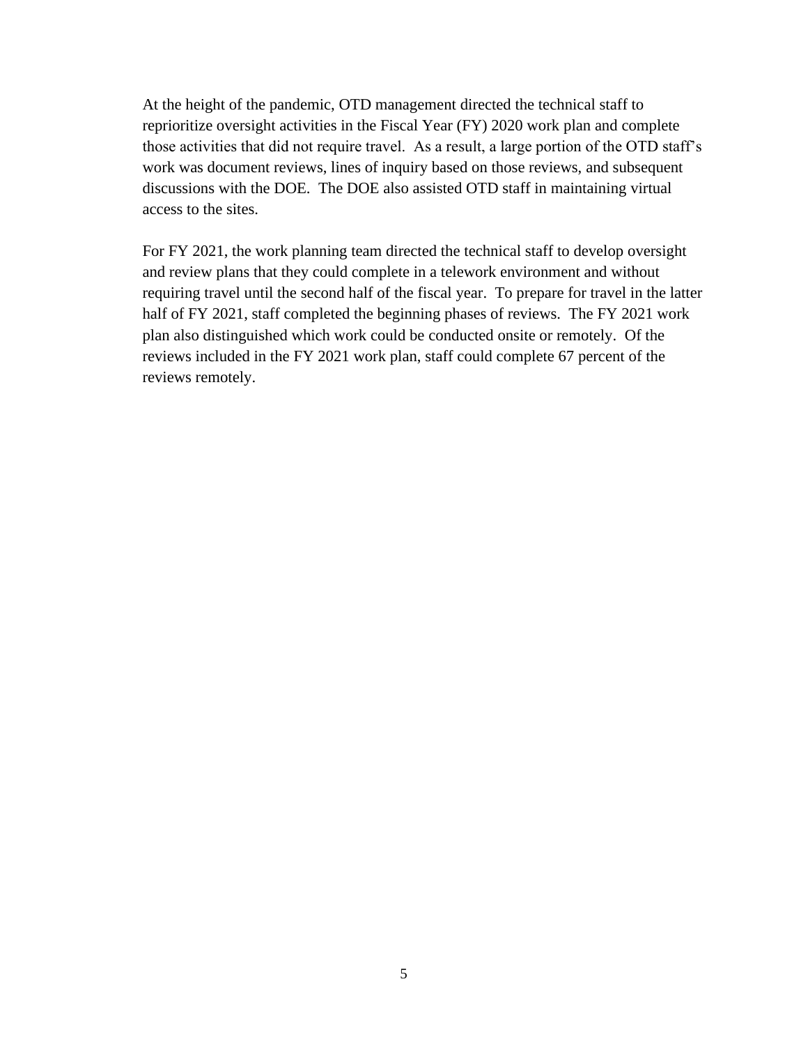At the height of the pandemic, OTD management directed the technical staff to reprioritize oversight activities in the Fiscal Year (FY) 2020 work plan and complete those activities that did not require travel. As a result, a large portion of the OTD staff's work was document reviews, lines of inquiry based on those reviews, and subsequent discussions with the DOE. The DOE also assisted OTD staff in maintaining virtual access to the sites.

For FY 2021, the work planning team directed the technical staff to develop oversight and review plans that they could complete in a telework environment and without requiring travel until the second half of the fiscal year. To prepare for travel in the latter half of FY 2021, staff completed the beginning phases of reviews. The FY 2021 work plan also distinguished which work could be conducted onsite or remotely. Of the reviews included in the FY 2021 work plan, staff could complete 67 percent of the reviews remotely.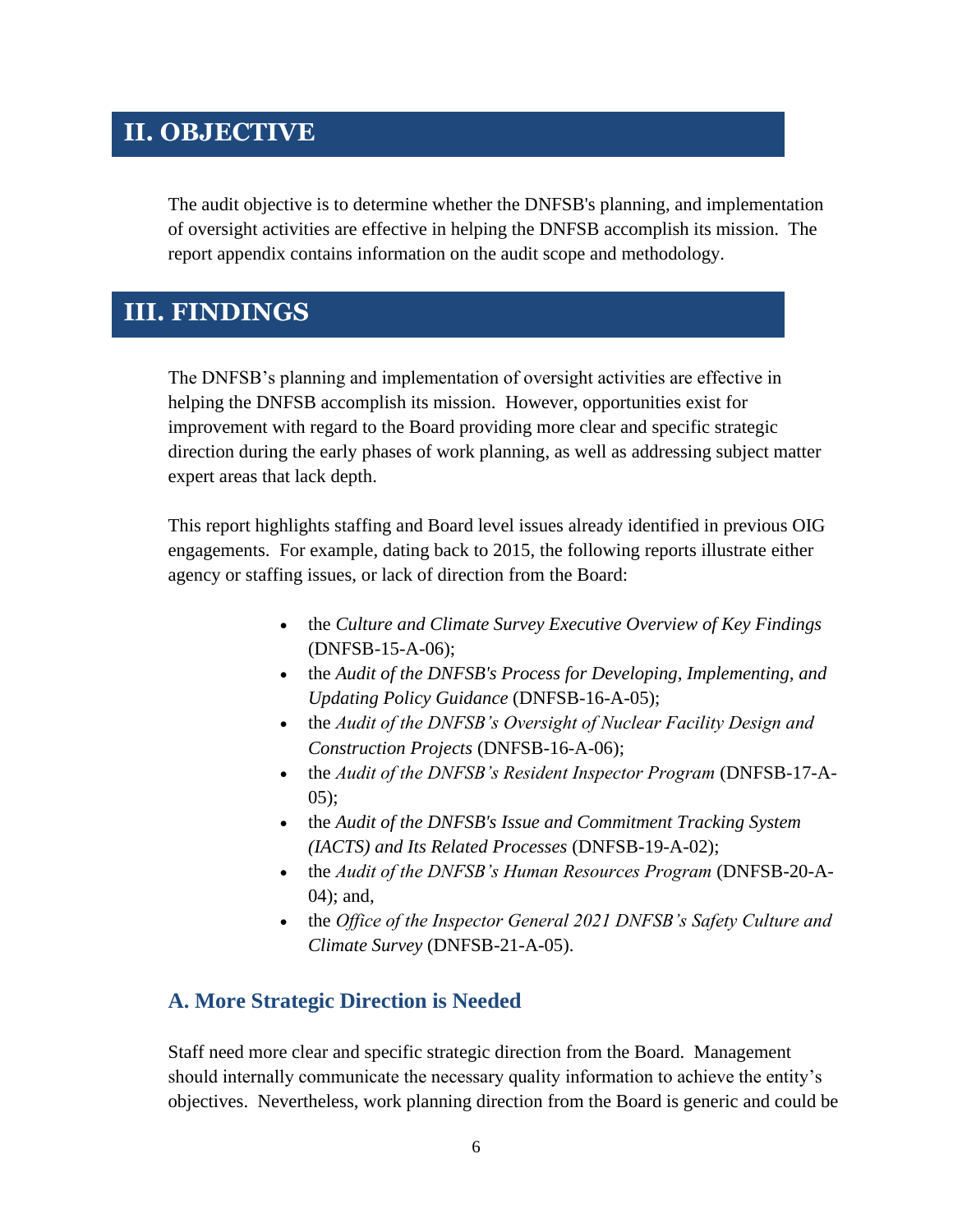## II. OBJECTIVE

The audit objective is to determine whether the DNFSB's planning, and implementation of oversight activities are effective in helping the DNFSB accomplish its mission. The report appendix contains information on the audit scope and methodology.

## III. FINDINGS

The DNFSB's planning and implementation of oversight activities are effective in helping the DNFSB accomplish its mission. However, opportunities exist for improvement with regard to the Board providing more clear and specific strategic direction during the early phases of work planning, as well as addressing subject matter expert areas that lack depth.

This report highlights staffing and Board level issues already identified in previous OIG engagements. For example, dating back to 2015, the following reports illustrate either agency or staffing issues, or lack of direction from the Board:

- the *Culture and Climate Survey Executive Overview of Key Findings* (DNFSB-15-A-06);
- the *Audit of the DNFSB's Process for Developing, Implementing, and Updating Policy Guidance* (DNFSB-16-A-05);
- the *Audit of the DNFSB's Oversight of Nuclear Facility Design and Construction Projects* (DNFSB-16-A-06);
- the *Audit of the DNFSB's Resident Inspector Program* (DNFSB-17-A-05);
- the *Audit of the DNFSB's Issue and Commitment Tracking System (IACTS) and Its Related Processes* (DNFSB-19-A-02);
- the *Audit of the DNFSB's Human Resources Program* (DNFSB-20-A-04); and,
- the *Office of the Inspector General 2021 DNFSB's Safety Culture and Climate Survey* (DNFSB-21-A-05).

### A. More Strategic Direction is Needed

Staff need more clear and specific strategic direction from the Board. Management should internally communicate the necessary quality information to achieve the entity's objectives. Nevertheless, work planning direction from the Board is generic and could be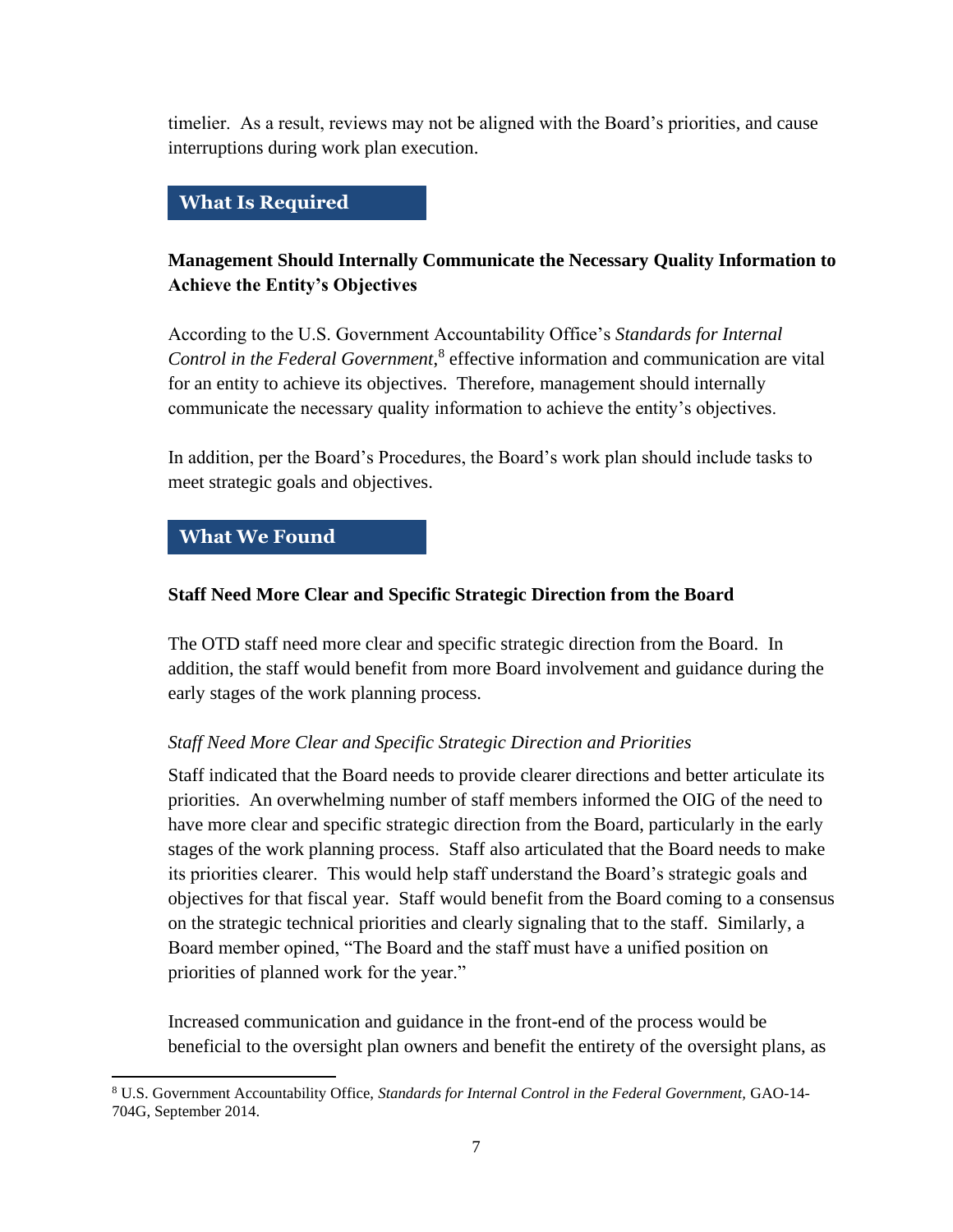timelier. As a result, reviews may not be aligned with the Board's priorities, and cause interruptions during work plan execution.

## What Is Required

**Management Should Internally Communicate the Necessary Quality Information to Achieve the Entity's Objectives**

According to the U.S. Government Accountability Office's *Standards for Internal Control in the Federal Government*,[8] effective information and communication are vital for an entity to achieve its objectives. Therefore, management should internally communicate the necessary quality information to achieve the entity's objectives.

In addition, per the Board's Procedures, the Board's work plan should include tasks to meet strategic goals and objectives.

## What We Found

**Staff Need More Clear and Specific Strategic Direction from the Board**

The OTD staff need more clear and specific strategic direction from the Board. In addition, the staff would benefit from more Board involvement and guidance during the early stages of the work planning process.

*Staff Need More Clear and Specific Strategic Direction and Priorities*

Staff indicated that the Board needs to provide clearer directions and better articulate its priorities. An overwhelming number of staff members informed the OIG of the need to have more clear and specific strategic direction from the Board, particularly in the early stages of the work planning process. Staff also articulated that the Board needs to make its priorities clearer. This would help staff understand the Board's strategic goals and objectives for that fiscal year. Staff would benefit from the Board coming to a consensus on the strategic technical priorities and clearly signaling that to the staff. Similarly, a Board member opined, "The Board and the staff must have a unified position on priorities of planned work for the year."

Increased communication and guidance in the front-end of the process would be beneficial to the oversight plan owners and benefit the entirety of the oversight plans, as

---

[8] U.S. Government Accountability Office, *Standards for Internal Control in the Federal Government,* GAO-14-704G, September 2014.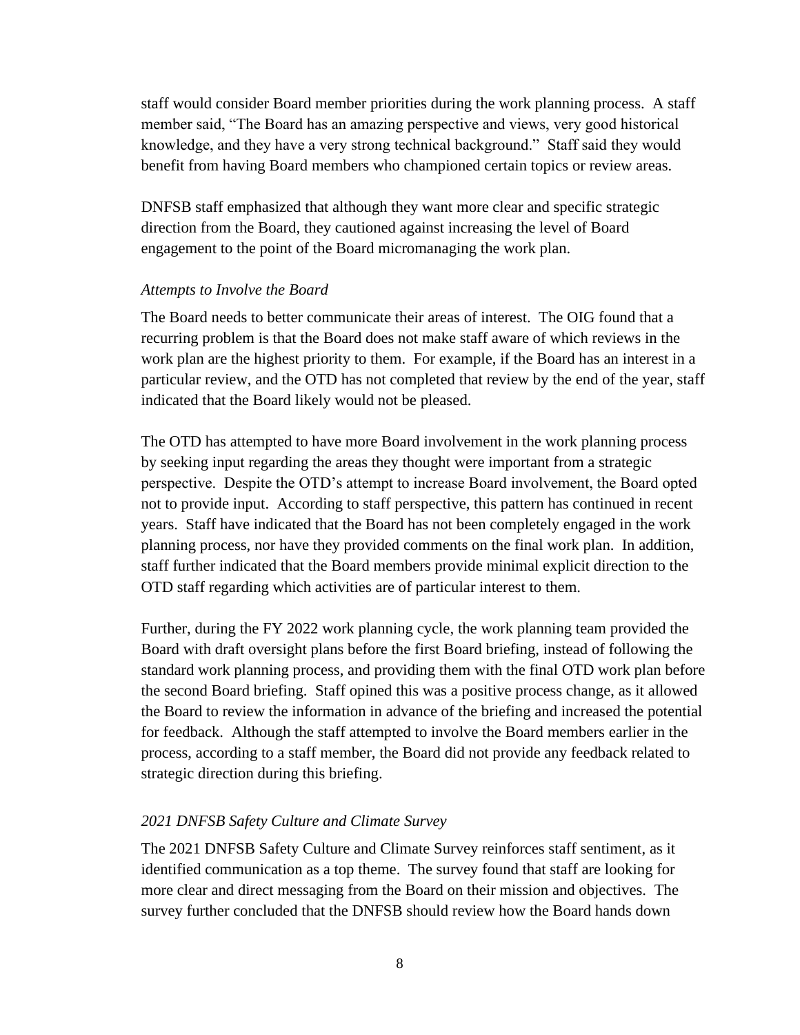staff would consider Board member priorities during the work planning process. A staff member said, "The Board has an amazing perspective and views, very good historical knowledge, and they have a very strong technical background." Staff said they would benefit from having Board members who championed certain topics or review areas.

DNFSB staff emphasized that although they want more clear and specific strategic direction from the Board, they cautioned against increasing the level of Board engagement to the point of the Board micromanaging the work plan.

*Attempts to Involve the Board*

The Board needs to better communicate their areas of interest. The OIG found that a recurring problem is that the Board does not make staff aware of which reviews in the work plan are the highest priority to them. For example, if the Board has an interest in a particular review, and the OTD has not completed that review by the end of the year, staff indicated that the Board likely would not be pleased.

The OTD has attempted to have more Board involvement in the work planning process by seeking input regarding the areas they thought were important from a strategic perspective. Despite the OTD's attempt to increase Board involvement, the Board opted not to provide input. According to staff perspective, this pattern has continued in recent years. Staff have indicated that the Board has not been completely engaged in the work planning process, nor have they provided comments on the final work plan. In addition, staff further indicated that the Board members provide minimal explicit direction to the OTD staff regarding which activities are of particular interest to them.

Further, during the FY 2022 work planning cycle, the work planning team provided the Board with draft oversight plans before the first Board briefing, instead of following the standard work planning process, and providing them with the final OTD work plan before the second Board briefing. Staff opined this was a positive process change, as it allowed the Board to review the information in advance of the briefing and increased the potential for feedback. Although the staff attempted to involve the Board members earlier in the process, according to a staff member, the Board did not provide any feedback related to strategic direction during this briefing.

*2021 DNFSB Safety Culture and Climate Survey*

The 2021 DNFSB Safety Culture and Climate Survey reinforces staff sentiment, as it identified communication as a top theme. The survey found that staff are looking for more clear and direct messaging from the Board on their mission and objectives. The survey further concluded that the DNFSB should review how the Board hands down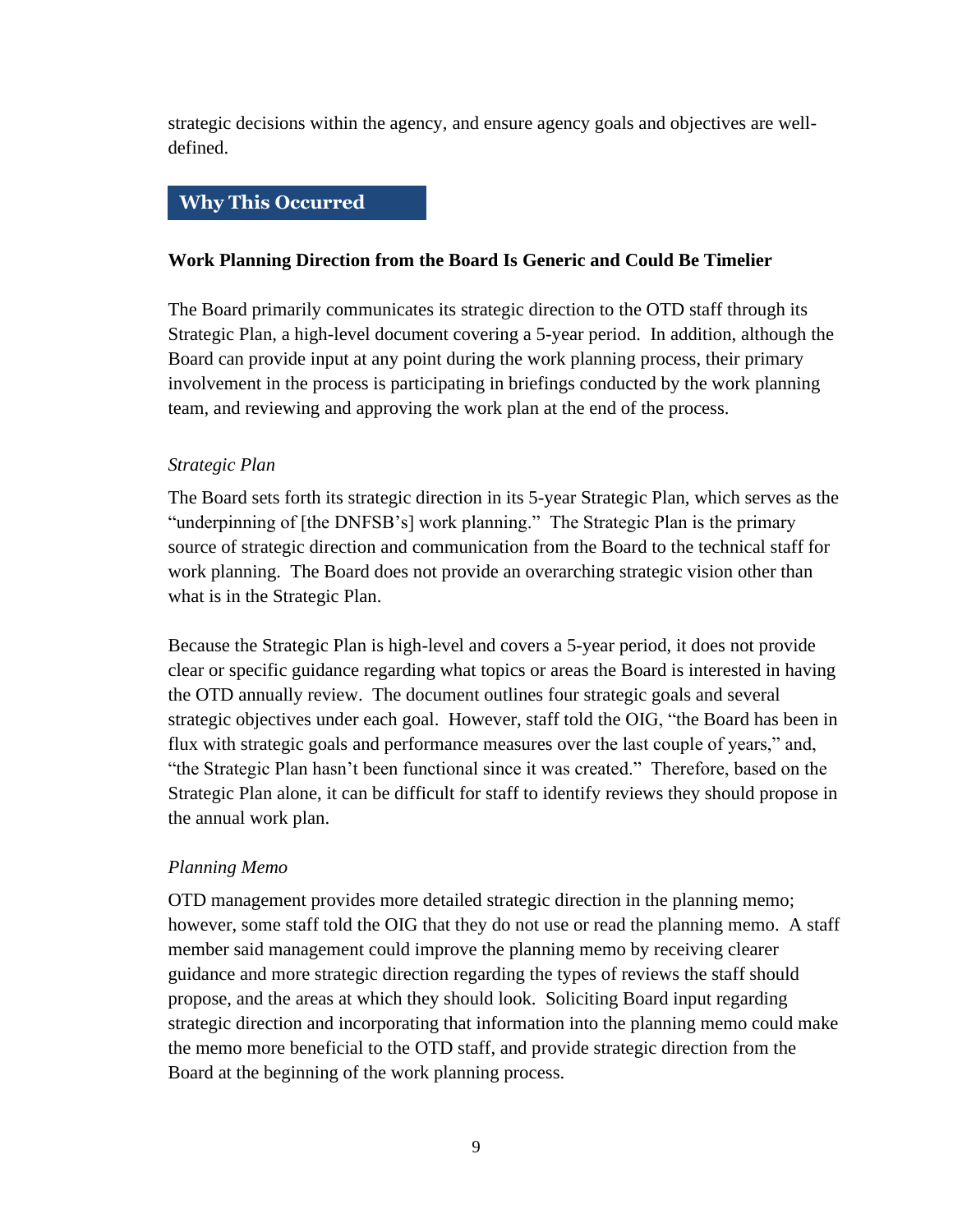strategic decisions within the agency, and ensure agency goals and objectives are well-defined.

## Why This Occurred

### Work Planning Direction from the Board Is Generic and Could Be Timelier

The Board primarily communicates its strategic direction to the OTD staff through its Strategic Plan, a high-level document covering a 5-year period. In addition, although the Board can provide input at any point during the work planning process, their primary involvement in the process is participating in briefings conducted by the work planning team, and reviewing and approving the work plan at the end of the process.

*Strategic Plan*

The Board sets forth its strategic direction in its 5-year Strategic Plan, which serves as the "underpinning of [the DNFSB's] work planning." The Strategic Plan is the primary source of strategic direction and communication from the Board to the technical staff for work planning. The Board does not provide an overarching strategic vision other than what is in the Strategic Plan.

Because the Strategic Plan is high-level and covers a 5-year period, it does not provide clear or specific guidance regarding what topics or areas the Board is interested in having the OTD annually review. The document outlines four strategic goals and several strategic objectives under each goal. However, staff told the OIG, "the Board has been in flux with strategic goals and performance measures over the last couple of years," and, "the Strategic Plan hasn't been functional since it was created." Therefore, based on the Strategic Plan alone, it can be difficult for staff to identify reviews they should propose in the annual work plan.

*Planning Memo*

OTD management provides more detailed strategic direction in the planning memo; however, some staff told the OIG that they do not use or read the planning memo. A staff member said management could improve the planning memo by receiving clearer guidance and more strategic direction regarding the types of reviews the staff should propose, and the areas at which they should look. Soliciting Board input regarding strategic direction and incorporating that information into the planning memo could make the memo more beneficial to the OTD staff, and provide strategic direction from the Board at the beginning of the work planning process.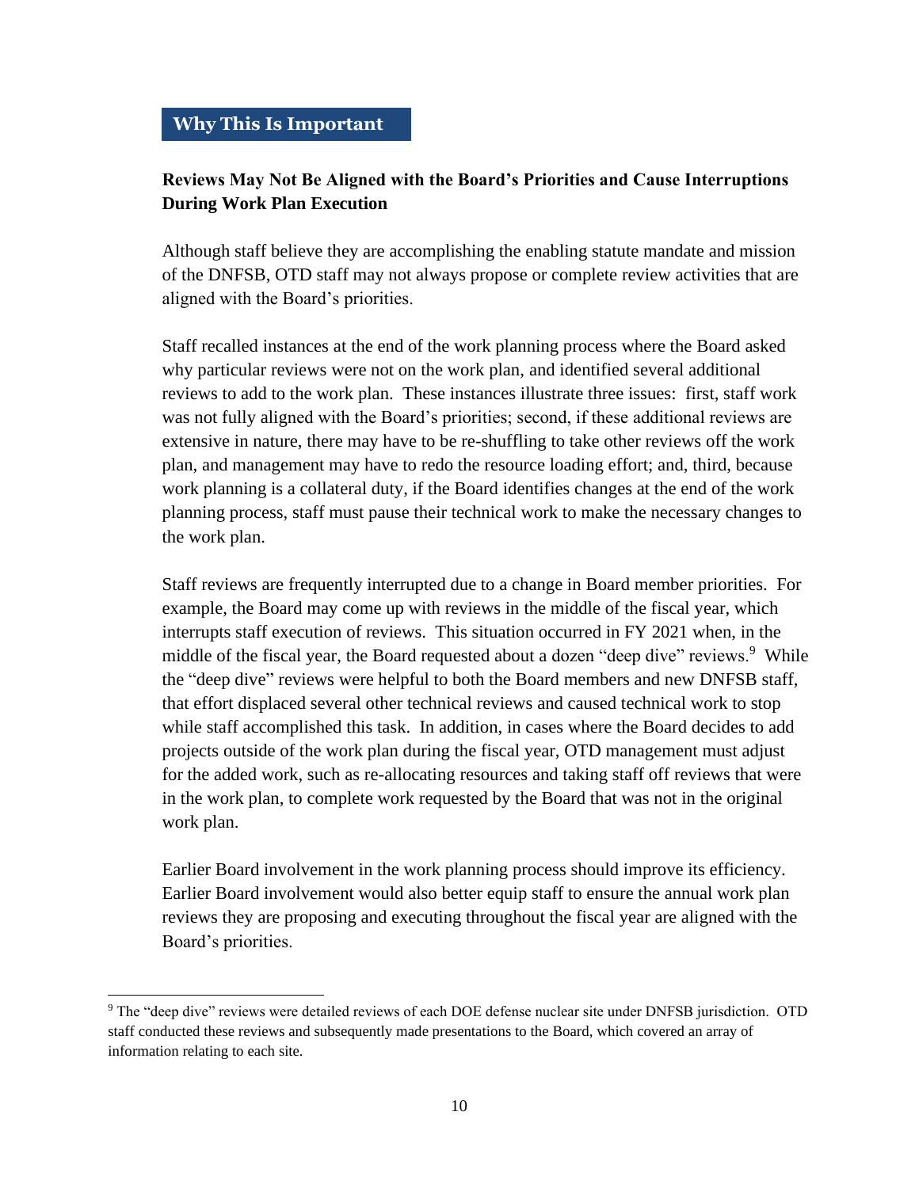## Why This Is Important

### Reviews May Not Be Aligned with the Board's Priorities and Cause Interruptions During Work Plan Execution

Although staff believe they are accomplishing the enabling statute mandate and mission of the DNFSB, OTD staff may not always propose or complete review activities that are aligned with the Board's priorities.

Staff recalled instances at the end of the work planning process where the Board asked why particular reviews were not on the work plan, and identified several additional reviews to add to the work plan. These instances illustrate three issues: first, staff work was not fully aligned with the Board's priorities; second, if these additional reviews are extensive in nature, there may have to be re-shuffling to take other reviews off the work plan, and management may have to redo the resource loading effort; and, third, because work planning is a collateral duty, if the Board identifies changes at the end of the work planning process, staff must pause their technical work to make the necessary changes to the work plan.

Staff reviews are frequently interrupted due to a change in Board member priorities. For example, the Board may come up with reviews in the middle of the fiscal year, which interrupts staff execution of reviews. This situation occurred in FY 2021 when, in the middle of the fiscal year, the Board requested about a dozen "deep dive" reviews.[9] While the "deep dive" reviews were helpful to both the Board members and new DNFSB staff, that effort displaced several other technical reviews and caused technical work to stop while staff accomplished this task. In addition, in cases where the Board decides to add projects outside of the work plan during the fiscal year, OTD management must adjust for the added work, such as re-allocating resources and taking staff off reviews that were in the work plan, to complete work requested by the Board that was not in the original work plan.

Earlier Board involvement in the work planning process should improve its efficiency. Earlier Board involvement would also better equip staff to ensure the annual work plan reviews they are proposing and executing throughout the fiscal year are aligned with the Board's priorities.

---

[9] The "deep dive" reviews were detailed reviews of each DOE defense nuclear site under DNFSB jurisdiction. OTD staff conducted these reviews and subsequently made presentations to the Board, which covered an array of information relating to each site.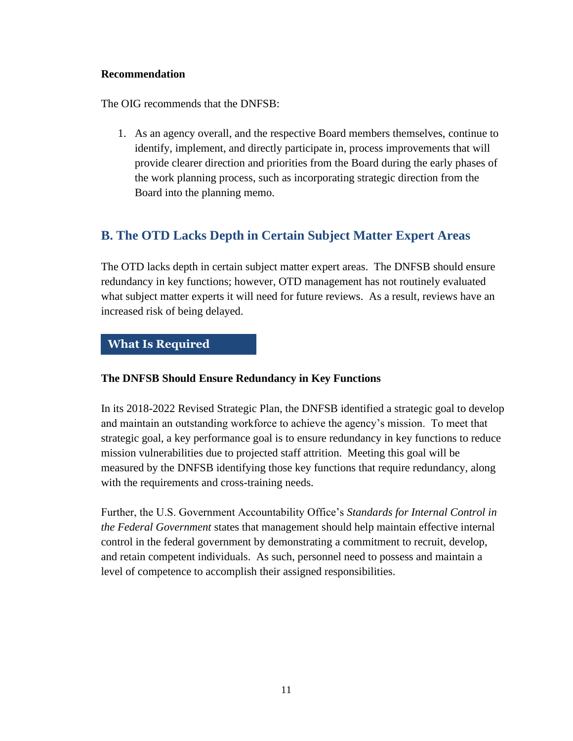**Recommendation**

The OIG recommends that the DNFSB:

1. As an agency overall, and the respective Board members themselves, continue to identify, implement, and directly participate in, process improvements that will provide clearer direction and priorities from the Board during the early phases of the work planning process, such as incorporating strategic direction from the Board into the planning memo.

## B. The OTD Lacks Depth in Certain Subject Matter Expert Areas

The OTD lacks depth in certain subject matter expert areas. The DNFSB should ensure redundancy in key functions; however, OTD management has not routinely evaluated what subject matter experts it will need for future reviews. As a result, reviews have an increased risk of being delayed.

### What Is Required

**The DNFSB Should Ensure Redundancy in Key Functions**

In its 2018-2022 Revised Strategic Plan, the DNFSB identified a strategic goal to develop and maintain an outstanding workforce to achieve the agency's mission. To meet that strategic goal, a key performance goal is to ensure redundancy in key functions to reduce mission vulnerabilities due to projected staff attrition. Meeting this goal will be measured by the DNFSB identifying those key functions that require redundancy, along with the requirements and cross-training needs.

Further, the U.S. Government Accountability Office's *Standards for Internal Control in the Federal Government* states that management should help maintain effective internal control in the federal government by demonstrating a commitment to recruit, develop, and retain competent individuals. As such, personnel need to possess and maintain a level of competence to accomplish their assigned responsibilities.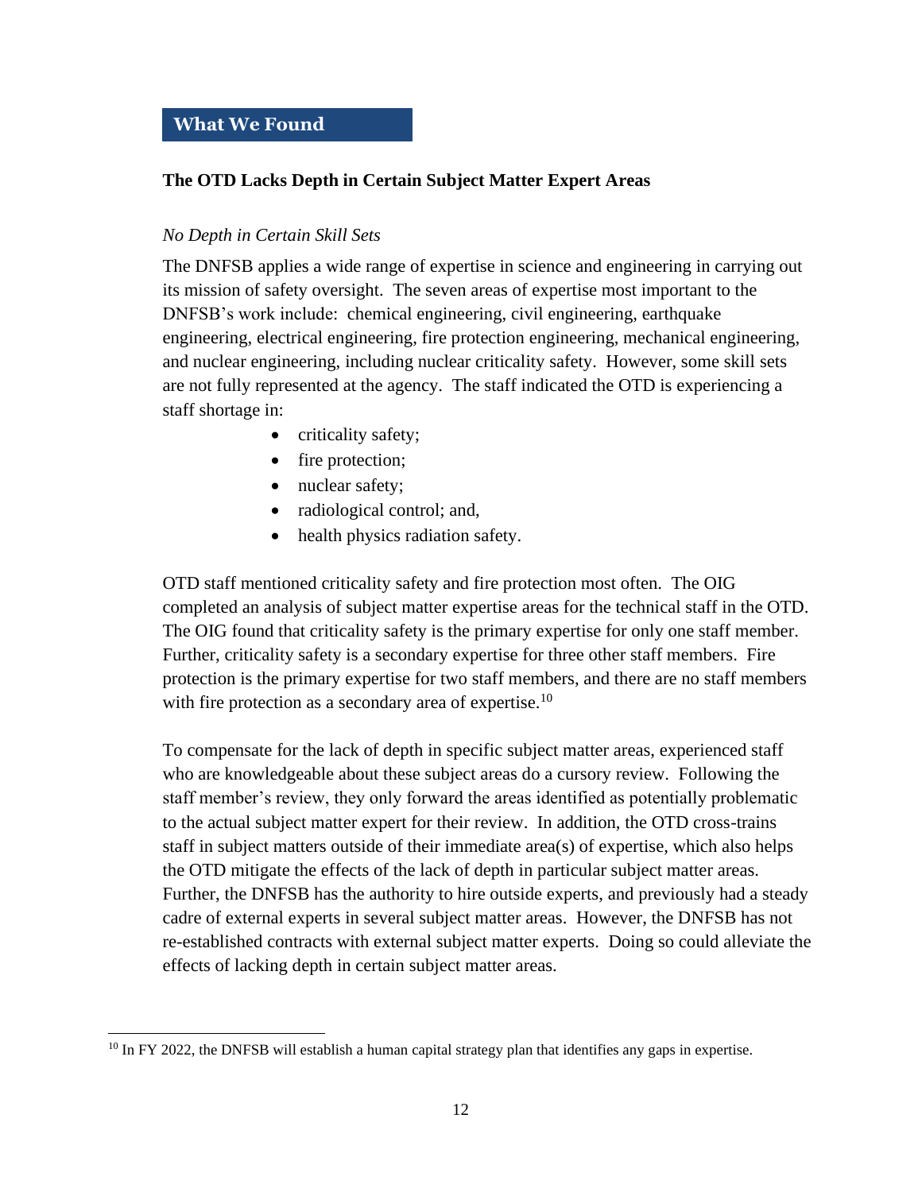## What We Found

### The OTD Lacks Depth in Certain Subject Matter Expert Areas

*No Depth in Certain Skill Sets*

The DNFSB applies a wide range of expertise in science and engineering in carrying out its mission of safety oversight. The seven areas of expertise most important to the DNFSB's work include: chemical engineering, civil engineering, earthquake engineering, electrical engineering, fire protection engineering, mechanical engineering, and nuclear engineering, including nuclear criticality safety. However, some skill sets are not fully represented at the agency. The staff indicated the OTD is experiencing a staff shortage in:

- criticality safety;
- fire protection;
- nuclear safety;
- radiological control; and,
- health physics radiation safety.

OTD staff mentioned criticality safety and fire protection most often. The OIG completed an analysis of subject matter expertise areas for the technical staff in the OTD. The OIG found that criticality safety is the primary expertise for only one staff member. Further, criticality safety is a secondary expertise for three other staff members. Fire protection is the primary expertise for two staff members, and there are no staff members with fire protection as a secondary area of expertise.[10]

To compensate for the lack of depth in specific subject matter areas, experienced staff who are knowledgeable about these subject areas do a cursory review. Following the staff member's review, they only forward the areas identified as potentially problematic to the actual subject matter expert for their review. In addition, the OTD cross-trains staff in subject matters outside of their immediate area(s) of expertise, which also helps the OTD mitigate the effects of the lack of depth in particular subject matter areas. Further, the DNFSB has the authority to hire outside experts, and previously had a steady cadre of external experts in several subject matter areas. However, the DNFSB has not re-established contracts with external subject matter experts. Doing so could alleviate the effects of lacking depth in certain subject matter areas.

[10] In FY 2022, the DNFSB will establish a human capital strategy plan that identifies any gaps in expertise.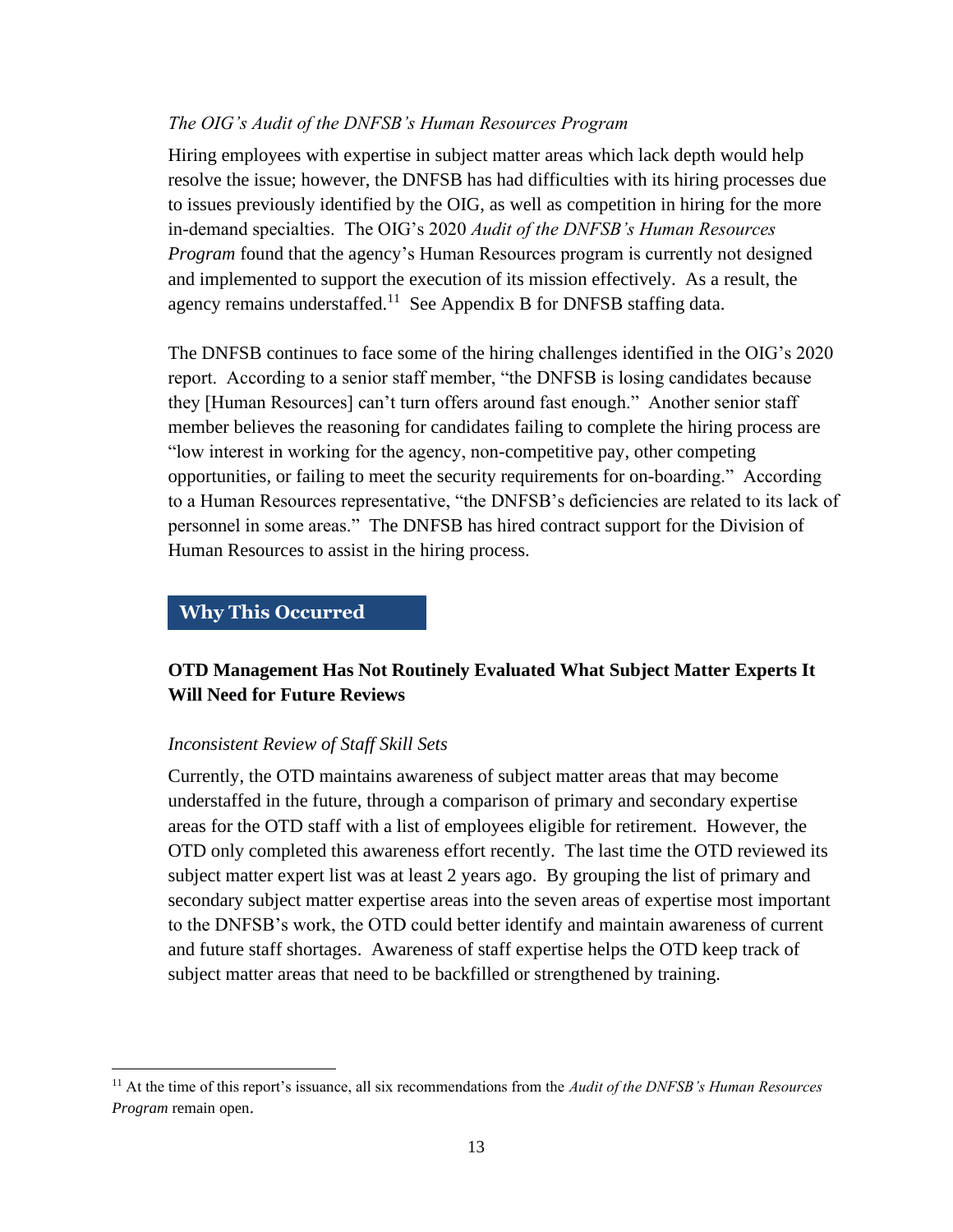*The OIG's Audit of the DNFSB's Human Resources Program*

Hiring employees with expertise in subject matter areas which lack depth would help resolve the issue; however, the DNFSB has had difficulties with its hiring processes due to issues previously identified by the OIG, as well as competition in hiring for the more in-demand specialties. The OIG's 2020 *Audit of the DNFSB's Human Resources Program* found that the agency's Human Resources program is currently not designed and implemented to support the execution of its mission effectively. As a result, the agency remains understaffed.[11] See Appendix B for DNFSB staffing data.

The DNFSB continues to face some of the hiring challenges identified in the OIG's 2020 report. According to a senior staff member, "the DNFSB is losing candidates because they [Human Resources] can't turn offers around fast enough." Another senior staff member believes the reasoning for candidates failing to complete the hiring process are "low interest in working for the agency, non-competitive pay, other competing opportunities, or failing to meet the security requirements for on-boarding." According to a Human Resources representative, "the DNFSB's deficiencies are related to its lack of personnel in some areas." The DNFSB has hired contract support for the Division of Human Resources to assist in the hiring process.

## Why This Occurred

### OTD Management Has Not Routinely Evaluated What Subject Matter Experts It Will Need for Future Reviews

*Inconsistent Review of Staff Skill Sets*

Currently, the OTD maintains awareness of subject matter areas that may become understaffed in the future, through a comparison of primary and secondary expertise areas for the OTD staff with a list of employees eligible for retirement. However, the OTD only completed this awareness effort recently. The last time the OTD reviewed its subject matter expert list was at least 2 years ago. By grouping the list of primary and secondary subject matter expertise areas into the seven areas of expertise most important to the DNFSB's work, the OTD could better identify and maintain awareness of current and future staff shortages. Awareness of staff expertise helps the OTD keep track of subject matter areas that need to be backfilled or strengthened by training.

---

[11] At the time of this report's issuance, all six recommendations from the *Audit of the DNFSB's Human Resources Program* remain open.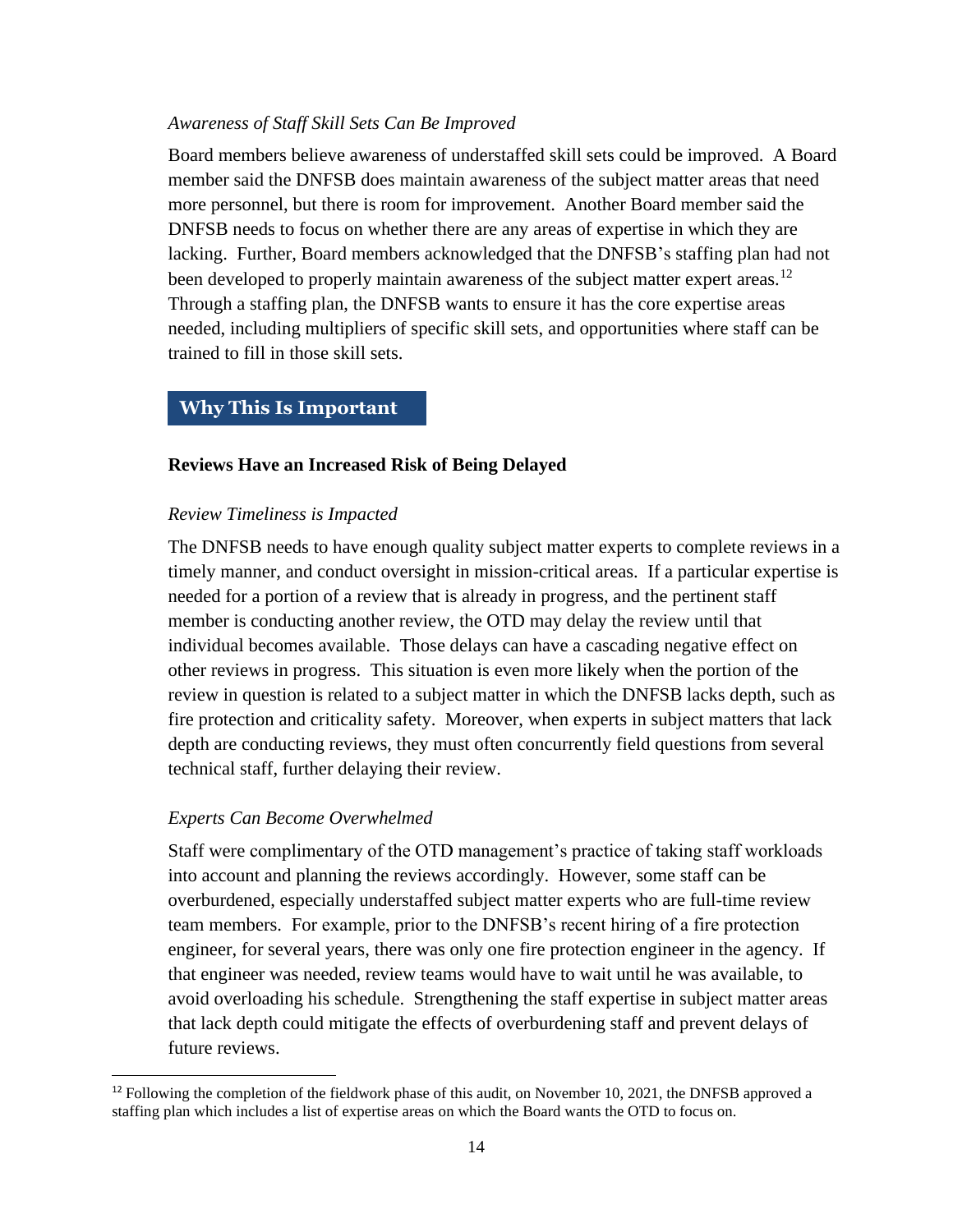*Awareness of Staff Skill Sets Can Be Improved*

Board members believe awareness of understaffed skill sets could be improved. A Board member said the DNFSB does maintain awareness of the subject matter areas that need more personnel, but there is room for improvement. Another Board member said the DNFSB needs to focus on whether there are any areas of expertise in which they are lacking. Further, Board members acknowledged that the DNFSB's staffing plan had not been developed to properly maintain awareness of the subject matter expert areas.[12] Through a staffing plan, the DNFSB wants to ensure it has the core expertise areas needed, including multipliers of specific skill sets, and opportunities where staff can be trained to fill in those skill sets.

## Why This Is Important

### Reviews Have an Increased Risk of Being Delayed

*Review Timeliness is Impacted*

The DNFSB needs to have enough quality subject matter experts to complete reviews in a timely manner, and conduct oversight in mission-critical areas. If a particular expertise is needed for a portion of a review that is already in progress, and the pertinent staff member is conducting another review, the OTD may delay the review until that individual becomes available. Those delays can have a cascading negative effect on other reviews in progress. This situation is even more likely when the portion of the review in question is related to a subject matter in which the DNFSB lacks depth, such as fire protection and criticality safety. Moreover, when experts in subject matters that lack depth are conducting reviews, they must often concurrently field questions from several technical staff, further delaying their review.

*Experts Can Become Overwhelmed*

Staff were complimentary of the OTD management's practice of taking staff workloads into account and planning the reviews accordingly. However, some staff can be overburdened, especially understaffed subject matter experts who are full-time review team members. For example, prior to the DNFSB's recent hiring of a fire protection engineer, for several years, there was only one fire protection engineer in the agency. If that engineer was needed, review teams would have to wait until he was available, to avoid overloading his schedule. Strengthening the staff expertise in subject matter areas that lack depth could mitigate the effects of overburdening staff and prevent delays of future reviews.

[12] Following the completion of the fieldwork phase of this audit, on November 10, 2021, the DNFSB approved a staffing plan which includes a list of expertise areas on which the Board wants the OTD to focus on.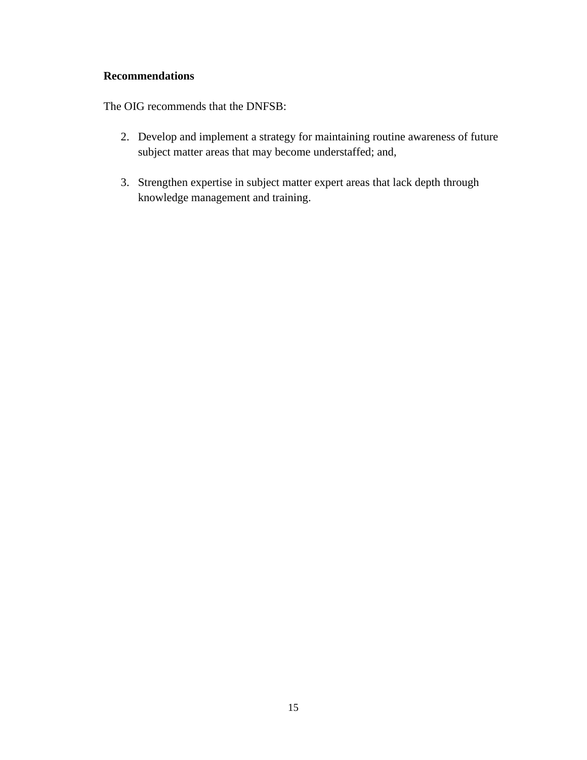**Recommendations**

The OIG recommends that the DNFSB:

2. Develop and implement a strategy for maintaining routine awareness of future subject matter areas that may become understaffed; and,

3. Strengthen expertise in subject matter expert areas that lack depth through knowledge management and training.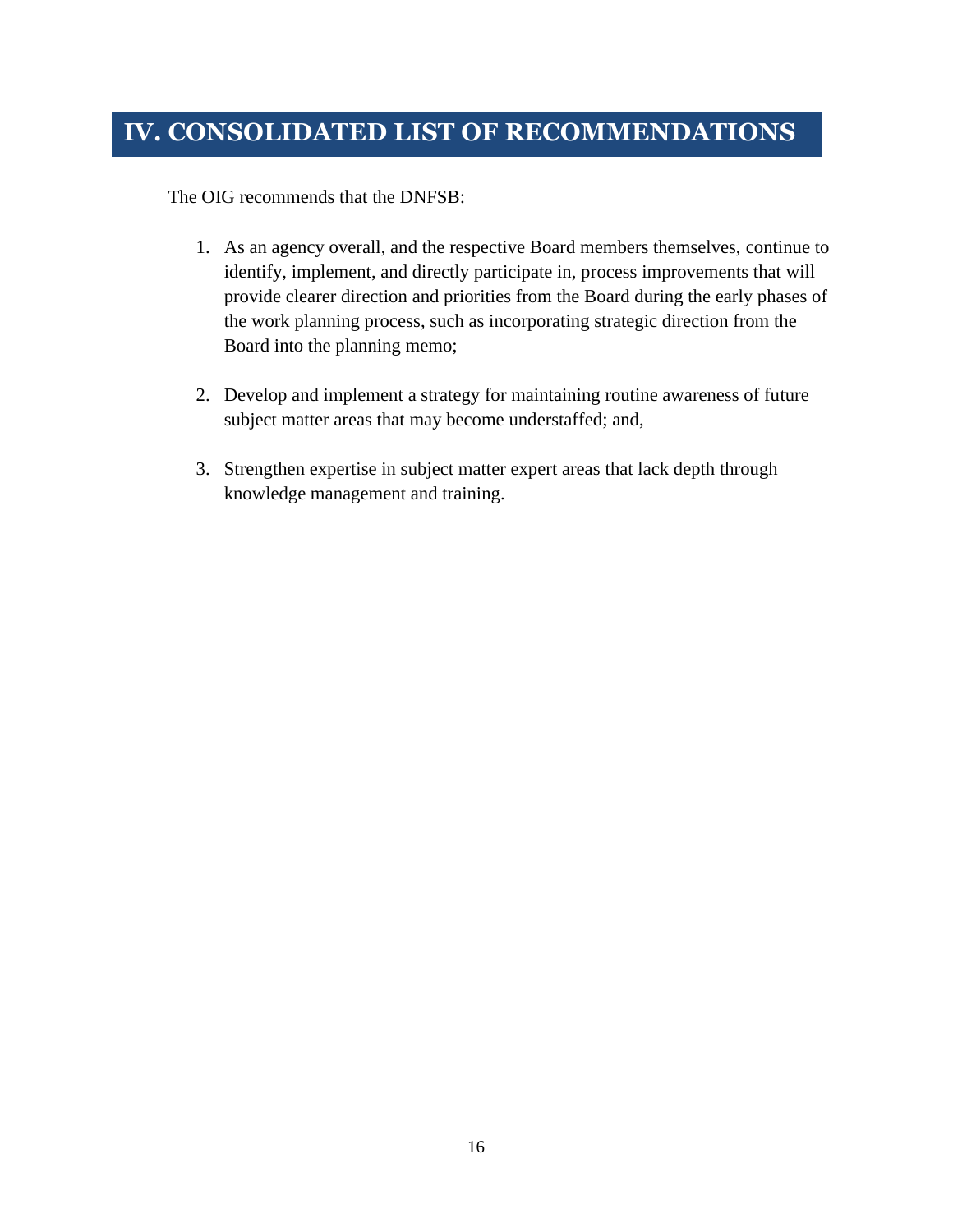# IV. CONSOLIDATED LIST OF RECOMMENDATIONS

The OIG recommends that the DNFSB:

1. As an agency overall, and the respective Board members themselves, continue to identify, implement, and directly participate in, process improvements that will provide clearer direction and priorities from the Board during the early phases of the work planning process, such as incorporating strategic direction from the Board into the planning memo;

2. Develop and implement a strategy for maintaining routine awareness of future subject matter areas that may become understaffed; and,

3. Strengthen expertise in subject matter expert areas that lack depth through knowledge management and training.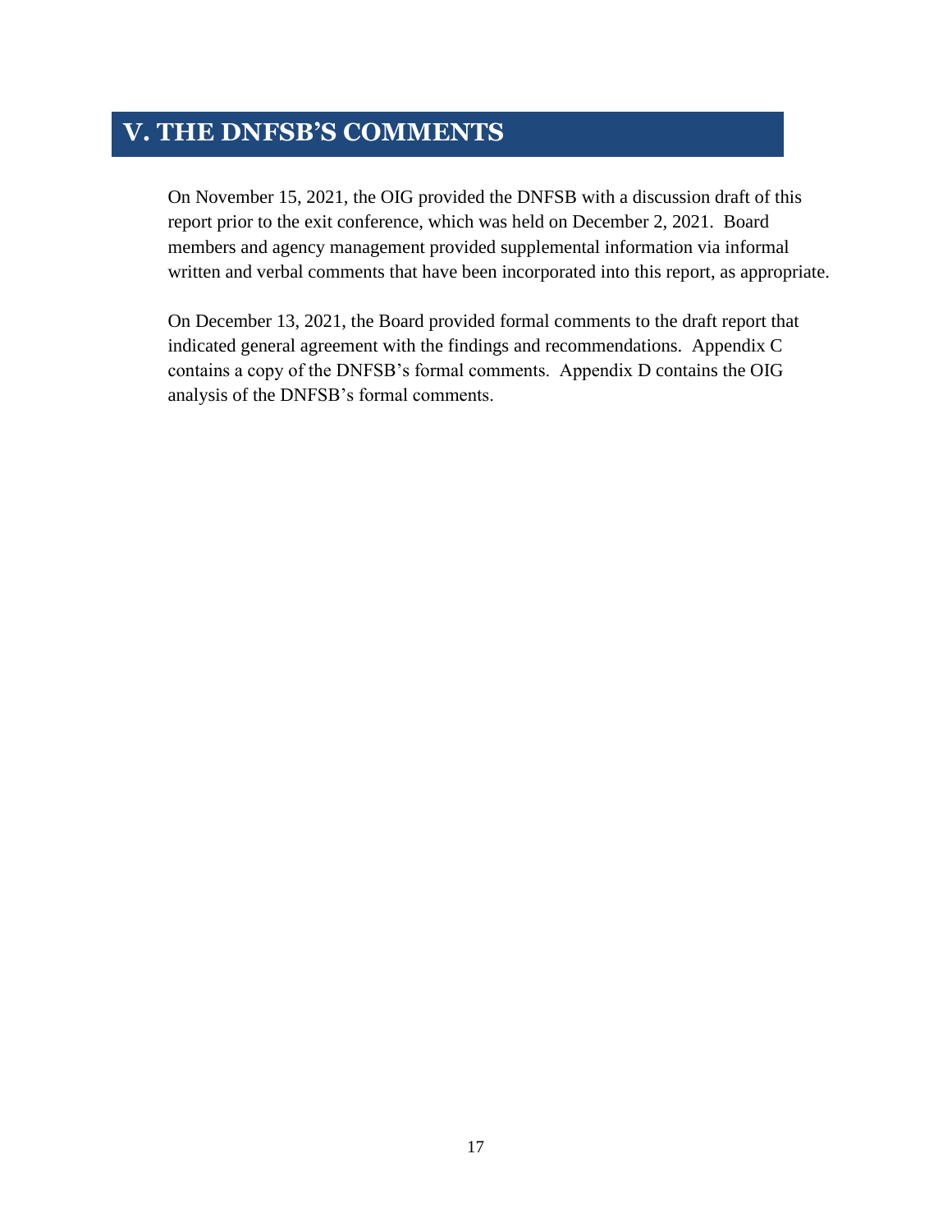# V. THE DNFSB'S COMMENTS

On November 15, 2021, the OIG provided the DNFSB with a discussion draft of this report prior to the exit conference, which was held on December 2, 2021. Board members and agency management provided supplemental information via informal written and verbal comments that have been incorporated into this report, as appropriate.

On December 13, 2021, the Board provided formal comments to the draft report that indicated general agreement with the findings and recommendations. Appendix C contains a copy of the DNFSB's formal comments. Appendix D contains the OIG analysis of the DNFSB's formal comments.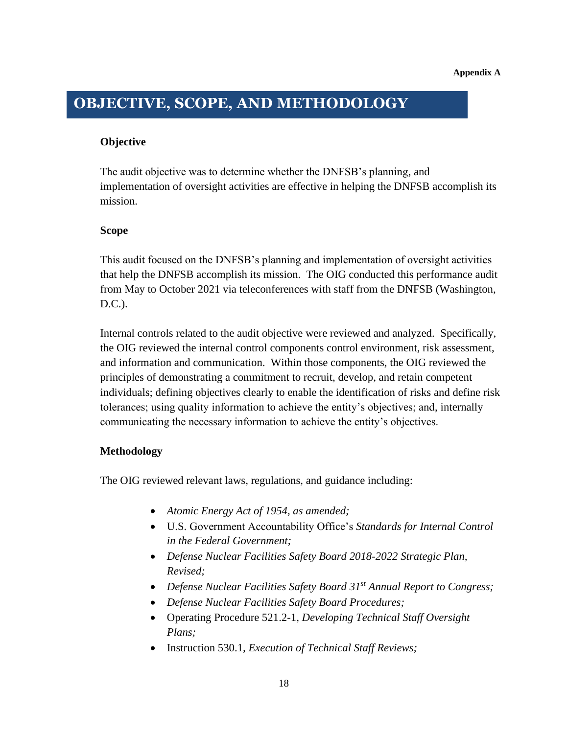Appendix A

# OBJECTIVE, SCOPE, AND METHODOLOGY

### Objective

The audit objective was to determine whether the DNFSB's planning, and implementation of oversight activities are effective in helping the DNFSB accomplish its mission.

### Scope

This audit focused on the DNFSB's planning and implementation of oversight activities that help the DNFSB accomplish its mission. The OIG conducted this performance audit from May to October 2021 via teleconferences with staff from the DNFSB (Washington, D.C.).

Internal controls related to the audit objective were reviewed and analyzed. Specifically, the OIG reviewed the internal control components control environment, risk assessment, and information and communication. Within those components, the OIG reviewed the principles of demonstrating a commitment to recruit, develop, and retain competent individuals; defining objectives clearly to enable the identification of risks and define risk tolerances; using quality information to achieve the entity's objectives; and, internally communicating the necessary information to achieve the entity's objectives.

### Methodology

The OIG reviewed relevant laws, regulations, and guidance including:

- *Atomic Energy Act of 1954, as amended;*
- U.S. Government Accountability Office's *Standards for Internal Control in the Federal Government;*
- *Defense Nuclear Facilities Safety Board 2018-2022 Strategic Plan, Revised;*
- *Defense Nuclear Facilities Safety Board 31st Annual Report to Congress;*
- *Defense Nuclear Facilities Safety Board Procedures;*
- Operating Procedure 521.2-1, *Developing Technical Staff Oversight Plans;*
- Instruction 530.1, *Execution of Technical Staff Reviews;*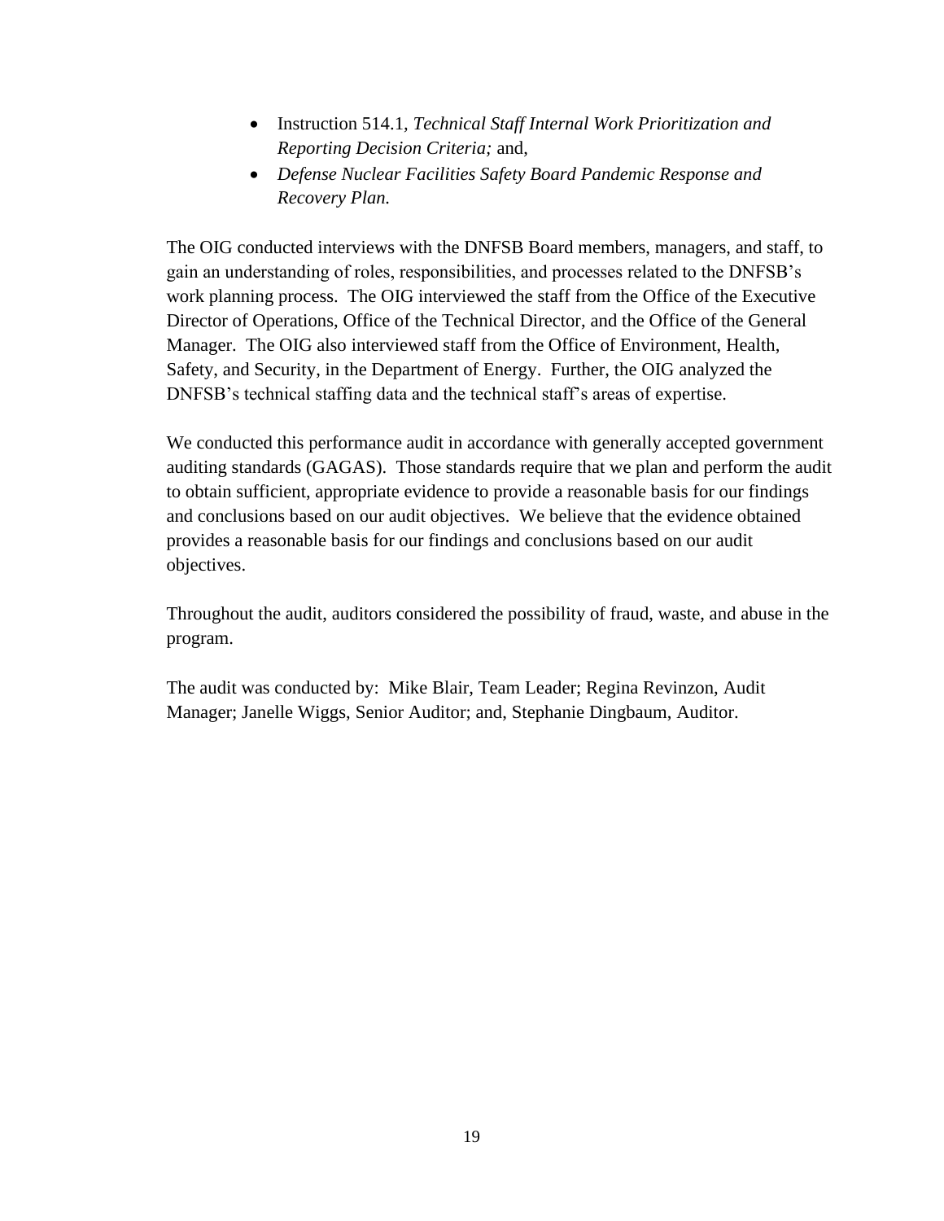- Instruction 514.1, *Technical Staff Internal Work Prioritization and Reporting Decision Criteria;* and,
- *Defense Nuclear Facilities Safety Board Pandemic Response and Recovery Plan.*

The OIG conducted interviews with the DNFSB Board members, managers, and staff, to gain an understanding of roles, responsibilities, and processes related to the DNFSB's work planning process. The OIG interviewed the staff from the Office of the Executive Director of Operations, Office of the Technical Director, and the Office of the General Manager. The OIG also interviewed staff from the Office of Environment, Health, Safety, and Security, in the Department of Energy. Further, the OIG analyzed the DNFSB's technical staffing data and the technical staff's areas of expertise.

We conducted this performance audit in accordance with generally accepted government auditing standards (GAGAS). Those standards require that we plan and perform the audit to obtain sufficient, appropriate evidence to provide a reasonable basis for our findings and conclusions based on our audit objectives. We believe that the evidence obtained provides a reasonable basis for our findings and conclusions based on our audit objectives.

Throughout the audit, auditors considered the possibility of fraud, waste, and abuse in the program.

The audit was conducted by: Mike Blair, Team Leader; Regina Revinzon, Audit Manager; Janelle Wiggs, Senior Auditor; and, Stephanie Dingbaum, Auditor.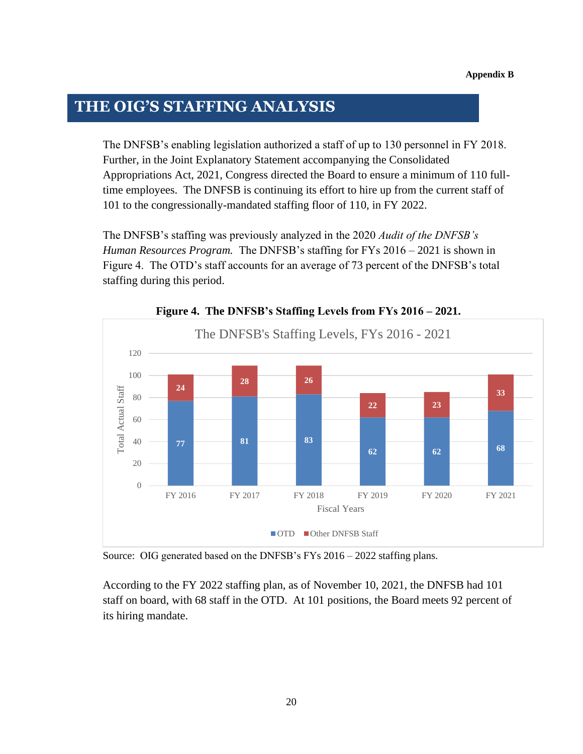Appendix B

# THE OIG'S STAFFING ANALYSIS

The DNFSB's enabling legislation authorized a staff of up to 130 personnel in FY 2018. Further, in the Joint Explanatory Statement accompanying the Consolidated Appropriations Act, 2021, Congress directed the Board to ensure a minimum of 110 full-time employees. The DNFSB is continuing its effort to hire up from the current staff of 101 to the congressionally-mandated staffing floor of 110, in FY 2022.

The DNFSB's staffing was previously analyzed in the 2020 *Audit of the DNFSB's Human Resources Program.* The DNFSB's staffing for FYs 2016 – 2021 is shown in Figure 4. The OTD's staff accounts for an average of 73 percent of the DNFSB's total staffing during this period.

**Figure 4. The DNFSB's Staffing Levels from FYs 2016 – 2021.**

The DNFSB's Staffing Levels, FYs 2016 - 2021

| Fiscal Years | OTD | Other DNFSB Staff |
|---|---|---|
| FY 2016 | 77 | 24 |
| FY 2017 | 81 | 28 |
| FY 2018 | 83 | 26 |
| FY 2019 | 62 | 22 |
| FY 2020 | 62 | 23 |
| FY 2021 | 68 | 33 |

Source: OIG generated based on the DNFSB's FYs 2016 – 2022 staffing plans.

According to the FY 2022 staffing plan, as of November 10, 2021, the DNFSB had 101 staff on board, with 68 staff in the OTD. At 101 positions, the Board meets 92 percent of its hiring mandate.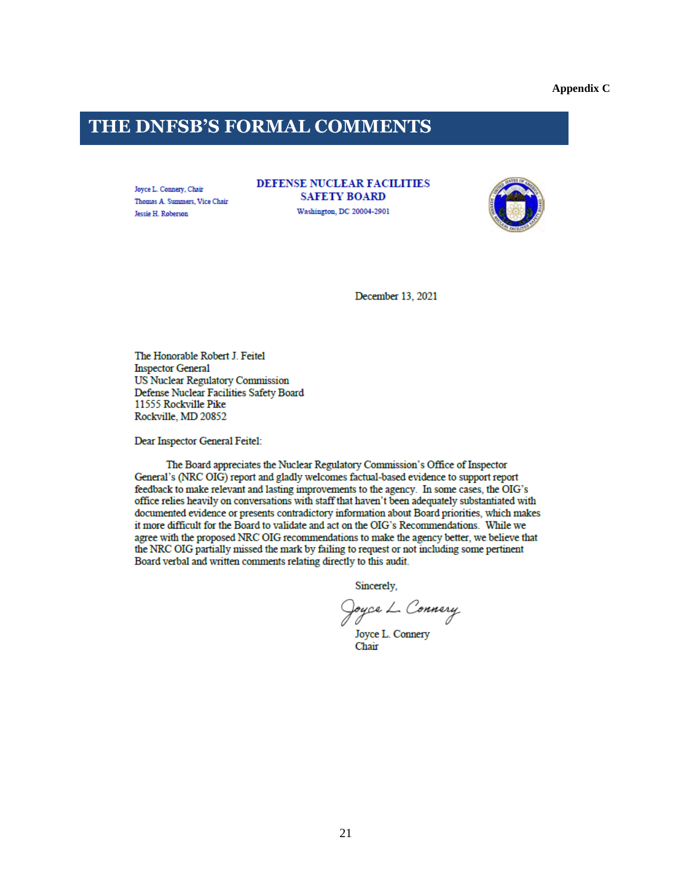Appendix C

# THE DNFSB'S FORMAL COMMENTS

Joyce L. Connery, Chair
Thomas A. Summers, Vice Chair
Jessie H. Roberson

**DEFENSE NUCLEAR FACILITIES SAFETY BOARD**
Washington, DC 20004-2901

December 13, 2021

The Honorable Robert J. Feitel
Inspector General
US Nuclear Regulatory Commission
Defense Nuclear Facilities Safety Board
11555 Rockville Pike
Rockville, MD 20852

Dear Inspector General Feitel:

The Board appreciates the Nuclear Regulatory Commission's Office of Inspector General's (NRC OIG) report and gladly welcomes factual-based evidence to support report feedback to make relevant and lasting improvements to the agency. In some cases, the OIG's office relies heavily on conversations with staff that haven't been adequately substantiated with documented evidence or presents contradictory information about Board priorities, which makes it more difficult for the Board to validate and act on the OIG's Recommendations. While we agree with the proposed NRC OIG recommendations to make the agency better, we believe that the NRC OIG partially missed the mark by failing to request or not including some pertinent Board verbal and written comments relating directly to this audit.

Sincerely,

Joyce L. Connery

Joyce L. Connery
Chair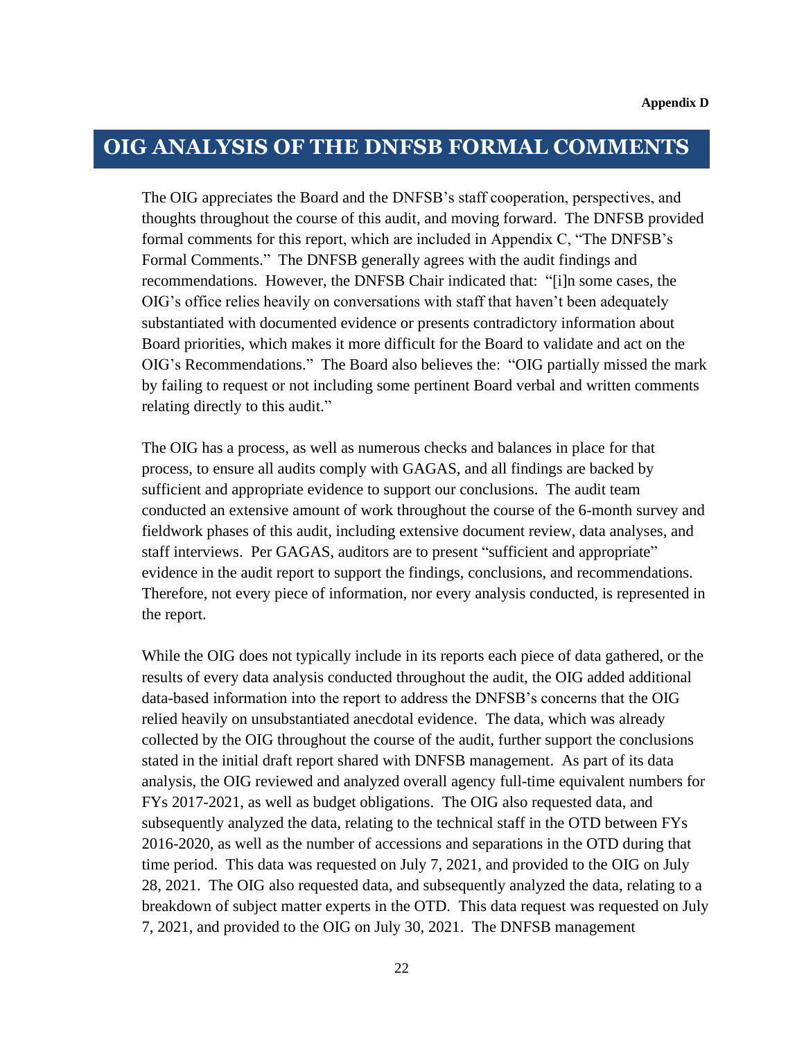Appendix D

# OIG ANALYSIS OF THE DNFSB FORMAL COMMENTS

The OIG appreciates the Board and the DNFSB's staff cooperation, perspectives, and thoughts throughout the course of this audit, and moving forward. The DNFSB provided formal comments for this report, which are included in Appendix C, "The DNFSB's Formal Comments." The DNFSB generally agrees with the audit findings and recommendations. However, the DNFSB Chair indicated that: "[i]n some cases, the OIG's office relies heavily on conversations with staff that haven't been adequately substantiated with documented evidence or presents contradictory information about Board priorities, which makes it more difficult for the Board to validate and act on the OIG's Recommendations." The Board also believes the: "OIG partially missed the mark by failing to request or not including some pertinent Board verbal and written comments relating directly to this audit."

The OIG has a process, as well as numerous checks and balances in place for that process, to ensure all audits comply with GAGAS, and all findings are backed by sufficient and appropriate evidence to support our conclusions. The audit team conducted an extensive amount of work throughout the course of the 6-month survey and fieldwork phases of this audit, including extensive document review, data analyses, and staff interviews. Per GAGAS, auditors are to present "sufficient and appropriate" evidence in the audit report to support the findings, conclusions, and recommendations. Therefore, not every piece of information, nor every analysis conducted, is represented in the report.

While the OIG does not typically include in its reports each piece of data gathered, or the results of every data analysis conducted throughout the audit, the OIG added additional data-based information into the report to address the DNFSB's concerns that the OIG relied heavily on unsubstantiated anecdotal evidence. The data, which was already collected by the OIG throughout the course of the audit, further support the conclusions stated in the initial draft report shared with DNFSB management. As part of its data analysis, the OIG reviewed and analyzed overall agency full-time equivalent numbers for FYs 2017-2021, as well as budget obligations. The OIG also requested data, and subsequently analyzed the data, relating to the technical staff in the OTD between FYs 2016-2020, as well as the number of accessions and separations in the OTD during that time period. This data was requested on July 7, 2021, and provided to the OIG on July 28, 2021. The OIG also requested data, and subsequently analyzed the data, relating to a breakdown of subject matter experts in the OTD. This data request was requested on July 7, 2021, and provided to the OIG on July 30, 2021. The DNFSB management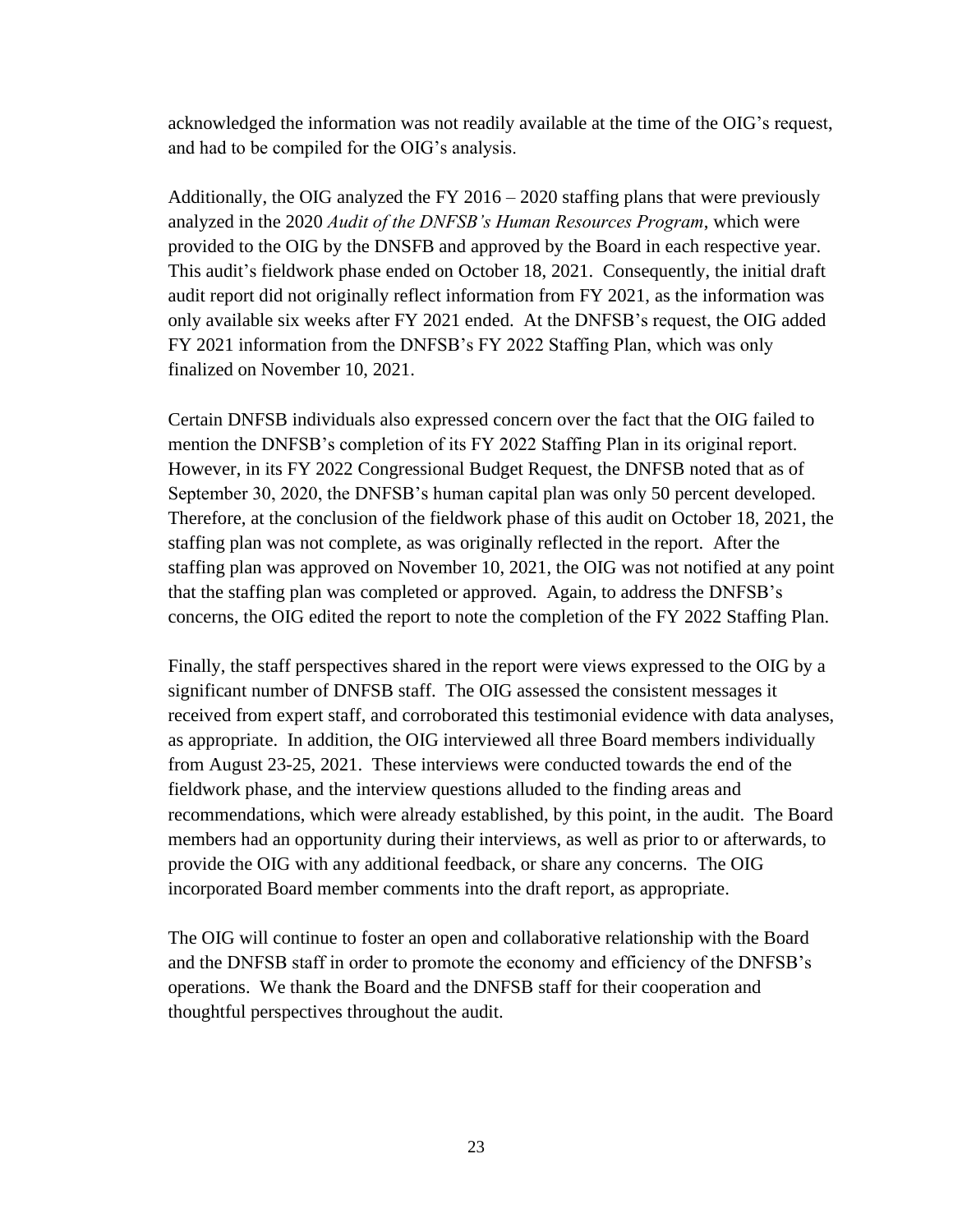acknowledged the information was not readily available at the time of the OIG's request, and had to be compiled for the OIG's analysis.

Additionally, the OIG analyzed the FY 2016 – 2020 staffing plans that were previously analyzed in the 2020 *Audit of the DNFSB's Human Resources Program*, which were provided to the OIG by the DNSFB and approved by the Board in each respective year. This audit's fieldwork phase ended on October 18, 2021. Consequently, the initial draft audit report did not originally reflect information from FY 2021, as the information was only available six weeks after FY 2021 ended. At the DNFSB's request, the OIG added FY 2021 information from the DNFSB's FY 2022 Staffing Plan, which was only finalized on November 10, 2021.

Certain DNFSB individuals also expressed concern over the fact that the OIG failed to mention the DNFSB's completion of its FY 2022 Staffing Plan in its original report. However, in its FY 2022 Congressional Budget Request, the DNFSB noted that as of September 30, 2020, the DNFSB's human capital plan was only 50 percent developed. Therefore, at the conclusion of the fieldwork phase of this audit on October 18, 2021, the staffing plan was not complete, as was originally reflected in the report. After the staffing plan was approved on November 10, 2021, the OIG was not notified at any point that the staffing plan was completed or approved. Again, to address the DNFSB's concerns, the OIG edited the report to note the completion of the FY 2022 Staffing Plan.

Finally, the staff perspectives shared in the report were views expressed to the OIG by a significant number of DNFSB staff. The OIG assessed the consistent messages it received from expert staff, and corroborated this testimonial evidence with data analyses, as appropriate. In addition, the OIG interviewed all three Board members individually from August 23-25, 2021. These interviews were conducted towards the end of the fieldwork phase, and the interview questions alluded to the finding areas and recommendations, which were already established, by this point, in the audit. The Board members had an opportunity during their interviews, as well as prior to or afterwards, to provide the OIG with any additional feedback, or share any concerns. The OIG incorporated Board member comments into the draft report, as appropriate.

The OIG will continue to foster an open and collaborative relationship with the Board and the DNFSB staff in order to promote the economy and efficiency of the DNFSB's operations. We thank the Board and the DNFSB staff for their cooperation and thoughtful perspectives throughout the audit.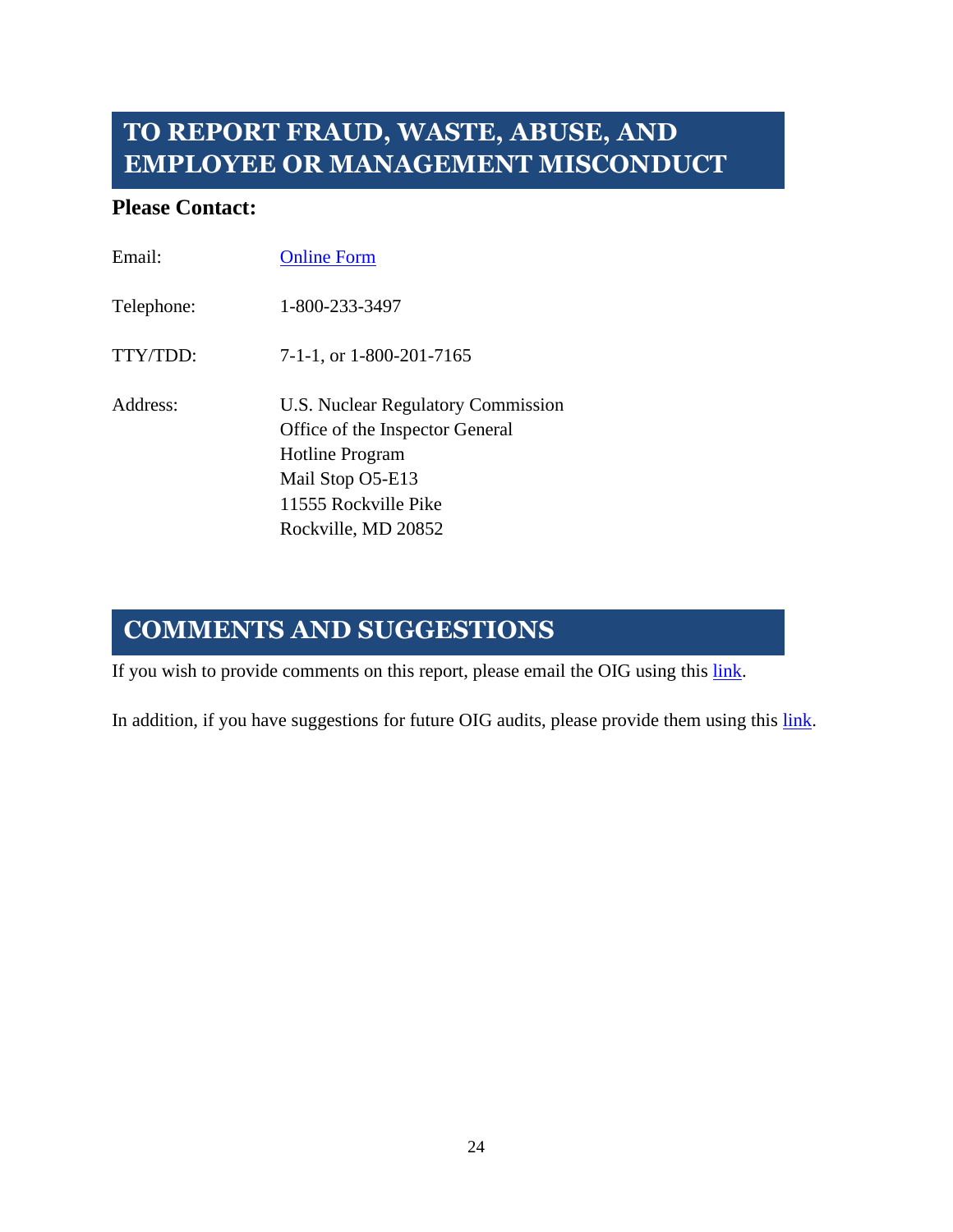## TO REPORT FRAUD, WASTE, ABUSE, AND EMPLOYEE OR MANAGEMENT MISCONDUCT

**Please Contact:**

| | |
|---|---|
| Email: | Online Form |
| Telephone: | 1-800-233-3497 |
| TTY/TDD: | 7-1-1, or 1-800-201-7165 |
| Address: | U.S. Nuclear Regulatory Commission<br>Office of the Inspector General<br>Hotline Program<br>Mail Stop O5-E13<br>11555 Rockville Pike<br>Rockville, MD 20852 |

## COMMENTS AND SUGGESTIONS

If you wish to provide comments on this report, please email the OIG using this link.

In addition, if you have suggestions for future OIG audits, please provide them using this link.